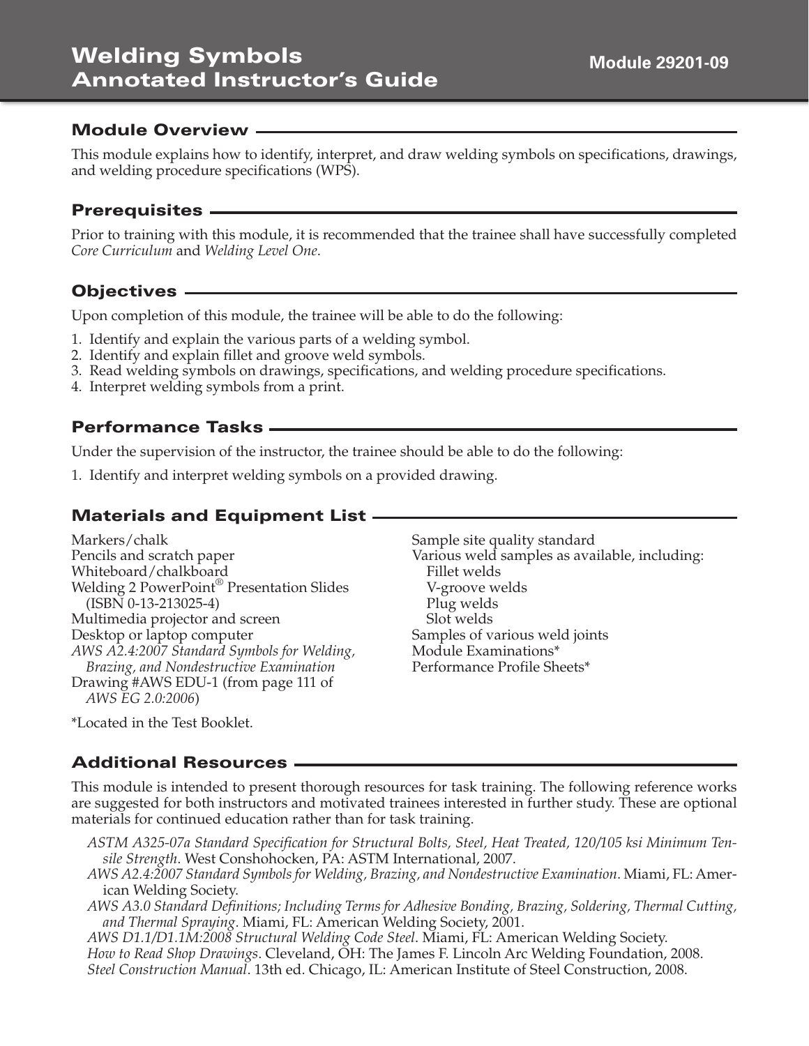# Welding Symbols Annotated Instructor's Guide

**Module 29201-09**

## Module Overview

This module explains how to identify, interpret, and draw welding symbols on specifications, drawings, and welding procedure specifications (WPS).

## Prerequisites

Prior to training with this module, it is recommended that the trainee shall have successfully completed *Core Curriculum* and *Welding Level One*.

## Objectives

Upon completion of this module, the trainee will be able to do the following:

1. Identify and explain the various parts of a welding symbol.
2. Identify and explain fillet and groove weld symbols.
3. Read welding symbols on drawings, specifications, and welding procedure specifications.
4. Interpret welding symbols from a print.

## Performance Tasks

Under the supervision of the instructor, the trainee should be able to do the following:

1. Identify and interpret welding symbols on a provided drawing.

## Materials and Equipment List

Markers/chalk
Pencils and scratch paper
Whiteboard/chalkboard
Welding 2 PowerPoint® Presentation Slides (ISBN 0-13-213025-4)
Multimedia projector and screen
Desktop or laptop computer
*AWS A2.4:2007 Standard Symbols for Welding, Brazing, and Nondestructive Examination*
Drawing #AWS EDU-1 (from page 111 of *AWS EG 2.0:2006*)
Sample site quality standard
Various weld samples as available, including:
- Fillet welds
- V-groove welds
- Plug welds
- Slot welds

Samples of various weld joints
Module Examinations*
Performance Profile Sheets*

*Located in the Test Booklet.

## Additional Resources

This module is intended to present thorough resources for task training. The following reference works are suggested for both instructors and motivated trainees interested in further study. These are optional materials for continued education rather than for task training.

*ASTM A325-07a Standard Specification for Structural Bolts, Steel, Heat Treated, 120/105 ksi Minimum Tensile Strength*. West Conshohocken, PA: ASTM International, 2007.

*AWS A2.4:2007 Standard Symbols for Welding, Brazing, and Nondestructive Examination*. Miami, FL: American Welding Society.

*AWS A3.0 Standard Definitions; Including Terms for Adhesive Bonding, Brazing, Soldering, Thermal Cutting, and Thermal Spraying*. Miami, FL: American Welding Society, 2001.

*AWS D1.1/D1.1M:2008 Structural Welding Code Steel*. Miami, FL: American Welding Society.

*How to Read Shop Drawings*. Cleveland, OH: The James F. Lincoln Arc Welding Foundation, 2008.

*Steel Construction Manual*. 13th ed. Chicago, IL: American Institute of Steel Construction, 2008.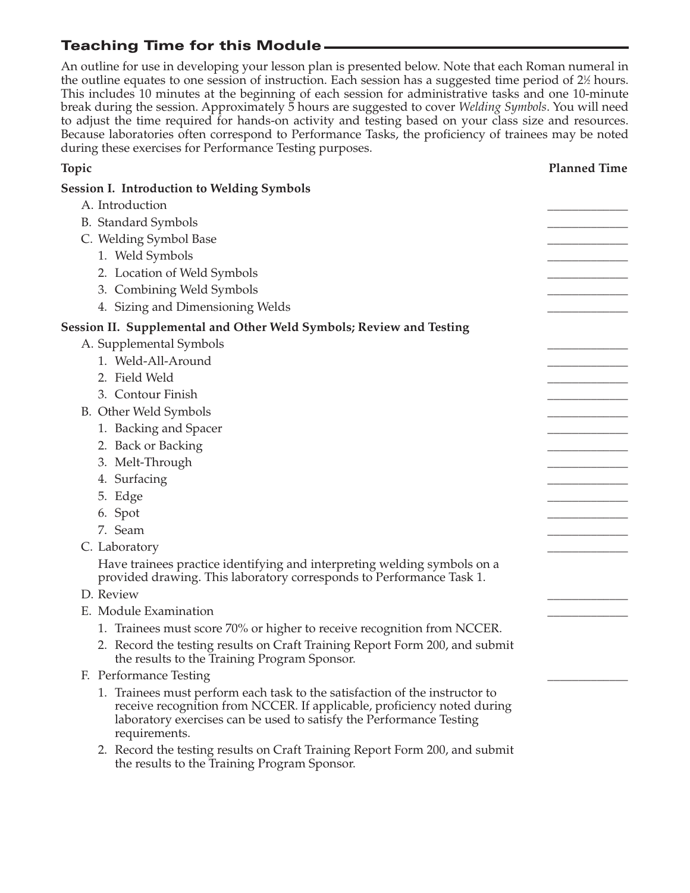## Teaching Time for this Module

An outline for use in developing your lesson plan is presented below. Note that each Roman numeral in the outline equates to one session of instruction. Each session has a suggested time period of 2½ hours. This includes 10 minutes at the beginning of each session for administrative tasks and one 10-minute break during the session. Approximately 5 hours are suggested to cover *Welding Symbols*. You will need to adjust the time required for hands-on activity and testing based on your class size and resources. Because laboratories often correspond to Performance Tasks, the proficiency of trainees may be noted during these exercises for Performance Testing purposes.

| Topic | Planned Time |
| --- | --- |
| **Session I. Introduction to Welding Symbols** | |
| A. Introduction | ____________ |
| B. Standard Symbols | ____________ |
| C. Welding Symbol Base | ____________ |
| 1. Weld Symbols | ____________ |
| 2. Location of Weld Symbols | ____________ |
| 3. Combining Weld Symbols | ____________ |
| 4. Sizing and Dimensioning Welds | ____________ |
| **Session II. Supplemental and Other Weld Symbols; Review and Testing** | |
| A. Supplemental Symbols | ____________ |
| 1. Weld-All-Around | ____________ |
| 2. Field Weld | ____________ |
| 3. Contour Finish | ____________ |
| B. Other Weld Symbols | ____________ |
| 1. Backing and Spacer | ____________ |
| 2. Back or Backing | ____________ |
| 3. Melt-Through | ____________ |
| 4. Surfacing | ____________ |
| 5. Edge | ____________ |
| 6. Spot | ____________ |
| 7. Seam | ____________ |
| C. Laboratory | ____________ |
| Have trainees practice identifying and interpreting welding symbols on a provided drawing. This laboratory corresponds to Performance Task 1. | |
| D. Review | ____________ |
| E. Module Examination | ____________ |
| 1. Trainees must score 70% or higher to receive recognition from NCCER. | |
| 2. Record the testing results on Craft Training Report Form 200, and submit the results to the Training Program Sponsor. | |
| F. Performance Testing | ____________ |
| 1. Trainees must perform each task to the satisfaction of the instructor to receive recognition from NCCER. If applicable, proficiency noted during laboratory exercises can be used to satisfy the Performance Testing requirements. | |
| 2. Record the testing results on Craft Training Report Form 200, and submit the results to the Training Program Sponsor. | |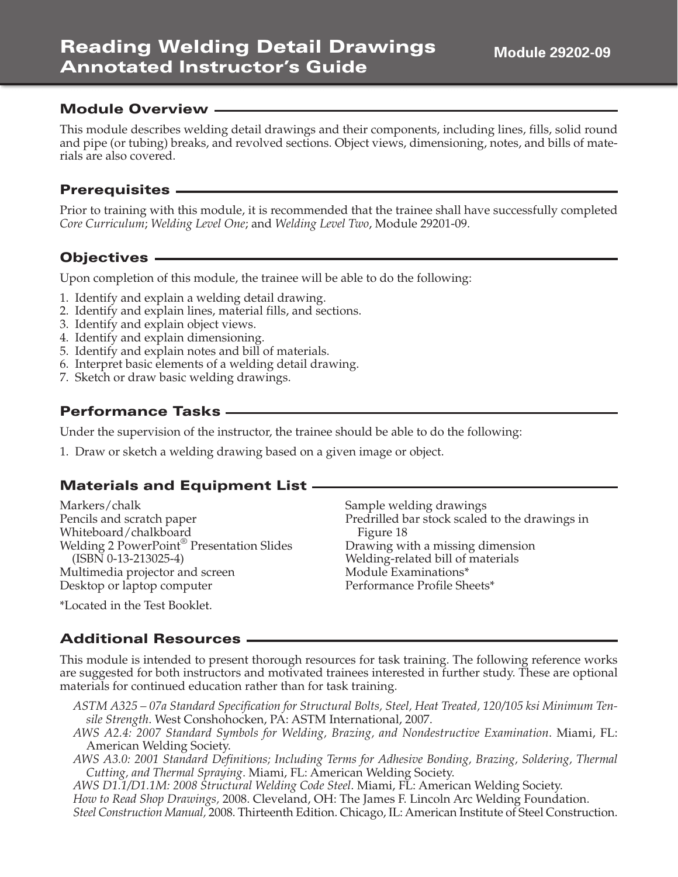# Reading Welding Detail Drawings Annotated Instructor's Guide

**Module 29202-09**

## Module Overview

This module describes welding detail drawings and their components, including lines, fills, solid round and pipe (or tubing) breaks, and revolved sections. Object views, dimensioning, notes, and bills of materials are also covered.

## Prerequisites

Prior to training with this module, it is recommended that the trainee shall have successfully completed *Core Curriculum*; *Welding Level One*; and *Welding Level Two*, Module 29201-09.

## Objectives

Upon completion of this module, the trainee will be able to do the following:

1. Identify and explain a welding detail drawing.
2. Identify and explain lines, material fills, and sections.
3. Identify and explain object views.
4. Identify and explain dimensioning.
5. Identify and explain notes and bill of materials.
6. Interpret basic elements of a welding detail drawing.
7. Sketch or draw basic welding drawings.

## Performance Tasks

Under the supervision of the instructor, the trainee should be able to do the following:

1. Draw or sketch a welding drawing based on a given image or object.

## Materials and Equipment List

Markers/chalk
Pencils and scratch paper
Whiteboard/chalkboard
Welding 2 PowerPoint® Presentation Slides (ISBN 0-13-213025-4)
Multimedia projector and screen
Desktop or laptop computer
Sample welding drawings
Predrilled bar stock scaled to the drawings in Figure 18
Drawing with a missing dimension
Welding-related bill of materials
Module Examinations*
Performance Profile Sheets*

*Located in the Test Booklet.

## Additional Resources

This module is intended to present thorough resources for task training. The following reference works are suggested for both instructors and motivated trainees interested in further study. These are optional materials for continued education rather than for task training.

*ASTM A325 – 07a Standard Specification for Structural Bolts, Steel, Heat Treated, 120/105 ksi Minimum Tensile Strength*. West Conshohocken, PA: ASTM International, 2007.

*AWS A2.4: 2007 Standard Symbols for Welding, Brazing, and Nondestructive Examination*. Miami, FL: American Welding Society.

*AWS A3.0: 2001 Standard Definitions; Including Terms for Adhesive Bonding, Brazing, Soldering, Thermal Cutting, and Thermal Spraying*. Miami, FL: American Welding Society.

*AWS D1.1/D1.1M: 2008 Structural Welding Code Steel*. Miami, FL: American Welding Society.

*How to Read Shop Drawings,* 2008. Cleveland, OH: The James F. Lincoln Arc Welding Foundation.

*Steel Construction Manual,* 2008. Thirteenth Edition. Chicago, IL: American Institute of Steel Construction.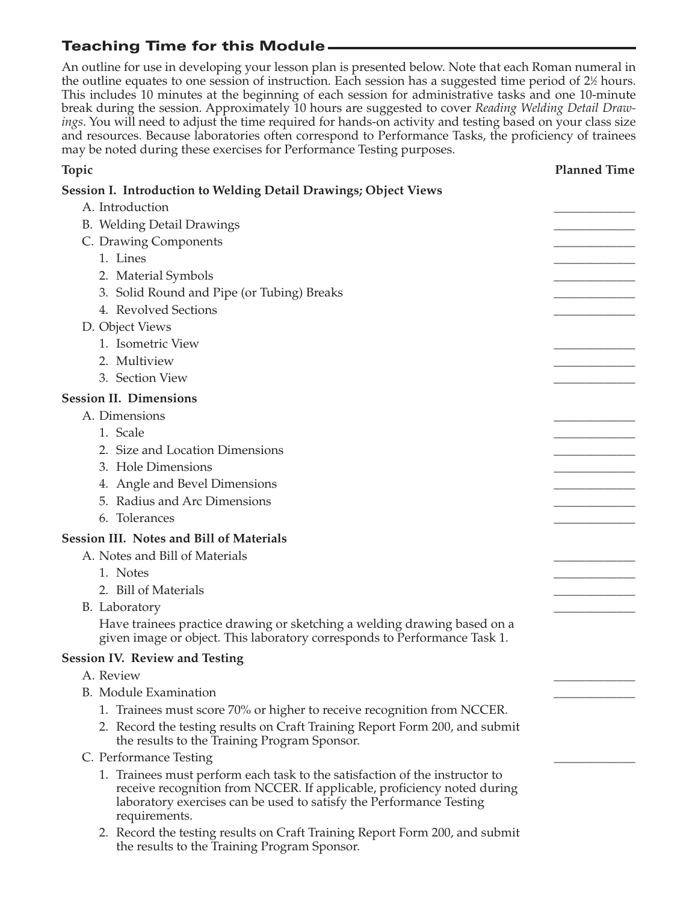## Teaching Time for this Module

An outline for use in developing your lesson plan is presented below. Note that each Roman numeral in the outline equates to one session of instruction. Each session has a suggested time period of 2½ hours. This includes 10 minutes at the beginning of each session for administrative tasks and one 10-minute break during the session. Approximately 10 hours are suggested to cover *Reading Welding Detail Drawings*. You will need to adjust the time required for hands-on activity and testing based on your class size and resources. Because laboratories often correspond to Performance Tasks, the proficiency of trainees may be noted during these exercises for Performance Testing purposes.

| Topic | Planned Time |
|---|---|
| **Session I. Introduction to Welding Detail Drawings; Object Views** | |
| A. Introduction | ____________ |
| B. Welding Detail Drawings | ____________ |
| C. Drawing Components | ____________ |
| 1. Lines | ____________ |
| 2. Material Symbols | ____________ |
| 3. Solid Round and Pipe (or Tubing) Breaks | ____________ |
| 4. Revolved Sections | ____________ |
| D. Object Views | |
| 1. Isometric View | ____________ |
| 2. Multiview | ____________ |
| 3. Section View | ____________ |
| **Session II. Dimensions** | |
| A. Dimensions | ____________ |
| 1. Scale | ____________ |
| 2. Size and Location Dimensions | ____________ |
| 3. Hole Dimensions | ____________ |
| 4. Angle and Bevel Dimensions | ____________ |
| 5. Radius and Arc Dimensions | ____________ |
| 6. Tolerances | ____________ |
| **Session III. Notes and Bill of Materials** | |
| A. Notes and Bill of Materials | ____________ |
| 1. Notes | ____________ |
| 2. Bill of Materials | ____________ |
| B. Laboratory | ____________ |
| Have trainees practice drawing or sketching a welding drawing based on a given image or object. This laboratory corresponds to Performance Task 1. | |
| **Session IV. Review and Testing** | |
| A. Review | ____________ |
| B. Module Examination | ____________ |
| 1. Trainees must score 70% or higher to receive recognition from NCCER. | |
| 2. Record the testing results on Craft Training Report Form 200, and submit the results to the Training Program Sponsor. | |
| C. Performance Testing | ____________ |
| 1. Trainees must perform each task to the satisfaction of the instructor to receive recognition from NCCER. If applicable, proficiency noted during laboratory exercises can be used to satisfy the Performance Testing requirements. | |
| 2. Record the testing results on Craft Training Report Form 200, and submit the results to the Training Program Sponsor. | |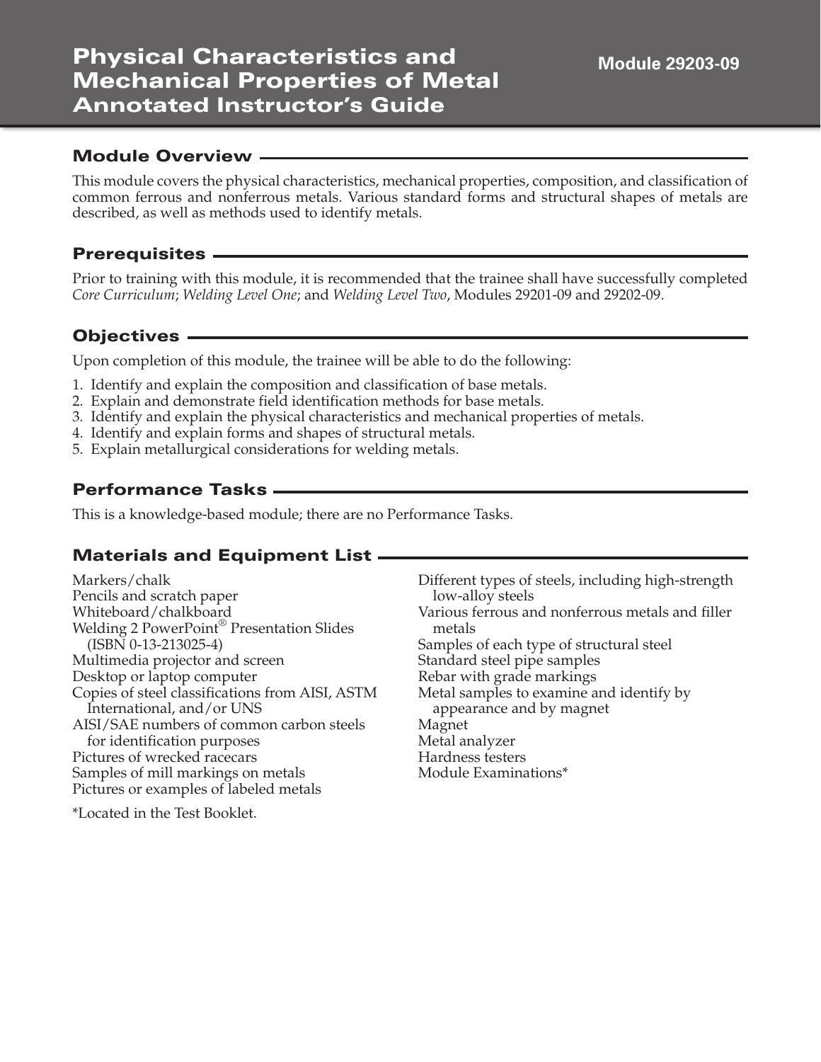# Physical Characteristics and Mechanical Properties of Metal Annotated Instructor's Guide

**Module 29203-09**

## Module Overview

This module covers the physical characteristics, mechanical properties, composition, and classification of common ferrous and nonferrous metals. Various standard forms and structural shapes of metals are described, as well as methods used to identify metals.

## Prerequisites

Prior to training with this module, it is recommended that the trainee shall have successfully completed *Core Curriculum*; *Welding Level One*; and *Welding Level Two*, Modules 29201-09 and 29202-09.

## Objectives

Upon completion of this module, the trainee will be able to do the following:

1. Identify and explain the composition and classification of base metals.
2. Explain and demonstrate field identification methods for base metals.
3. Identify and explain the physical characteristics and mechanical properties of metals.
4. Identify and explain forms and shapes of structural metals.
5. Explain metallurgical considerations for welding metals.

## Performance Tasks

This is a knowledge-based module; there are no Performance Tasks.

## Materials and Equipment List

Markers/chalk
Pencils and scratch paper
Whiteboard/chalkboard
Welding 2 PowerPoint® Presentation Slides (ISBN 0-13-213025-4)
Multimedia projector and screen
Desktop or laptop computer
Copies of steel classifications from AISI, ASTM International, and/or UNS
AISI/SAE numbers of common carbon steels for identification purposes
Pictures of wrecked racecars
Samples of mill markings on metals
Pictures or examples of labeled metals
Different types of steels, including high-strength low-alloy steels
Various ferrous and nonferrous metals and filler metals
Samples of each type of structural steel
Standard steel pipe samples
Rebar with grade markings
Metal samples to examine and identify by appearance and by magnet
Magnet
Metal analyzer
Hardness testers
Module Examinations*

*Located in the Test Booklet.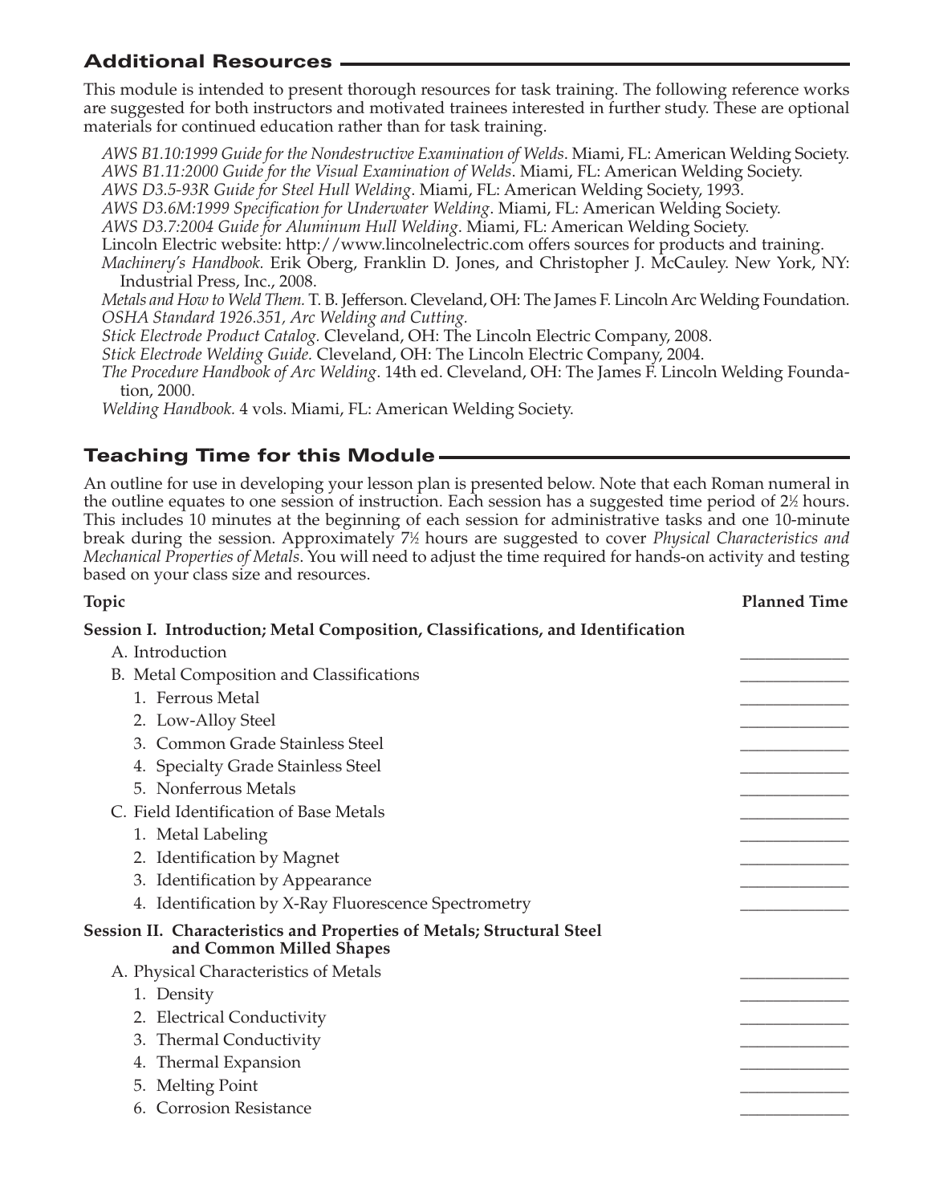## Additional Resources

This module is intended to present thorough resources for task training. The following reference works are suggested for both instructors and motivated trainees interested in further study. These are optional materials for continued education rather than for task training.

*AWS B1.10:1999 Guide for the Nondestructive Examination of Welds*. Miami, FL: American Welding Society.
*AWS B1.11:2000 Guide for the Visual Examination of Welds*. Miami, FL: American Welding Society.
*AWS D3.5-93R Guide for Steel Hull Welding*. Miami, FL: American Welding Society, 1993.
*AWS D3.6M:1999 Specification for Underwater Welding*. Miami, FL: American Welding Society.
*AWS D3.7:2004 Guide for Aluminum Hull Welding*. Miami, FL: American Welding Society.
Lincoln Electric website: http://www.lincolnelectric.com offers sources for products and training.
*Machinery's Handbook.* Erik Oberg, Franklin D. Jones, and Christopher J. McCauley. New York, NY: Industrial Press, Inc., 2008.
*Metals and How to Weld Them.* T. B. Jefferson. Cleveland, OH: The James F. Lincoln Arc Welding Foundation.
*OSHA Standard 1926.351, Arc Welding and Cutting.*
*Stick Electrode Product Catalog.* Cleveland, OH: The Lincoln Electric Company, 2008.
*Stick Electrode Welding Guide.* Cleveland, OH: The Lincoln Electric Company, 2004.
*The Procedure Handbook of Arc Welding*. 14th ed. Cleveland, OH: The James F. Lincoln Welding Foundation, 2000.
*Welding Handbook.* 4 vols. Miami, FL: American Welding Society.

## Teaching Time for this Module

An outline for use in developing your lesson plan is presented below. Note that each Roman numeral in the outline equates to one session of instruction. Each session has a suggested time period of 2½ hours. This includes 10 minutes at the beginning of each session for administrative tasks and one 10-minute break during the session. Approximately 7½ hours are suggested to cover *Physical Characteristics and Mechanical Properties of Metals*. You will need to adjust the time required for hands-on activity and testing based on your class size and resources.

| Topic | Planned Time |
|---|---|
| **Session I. Introduction; Metal Composition, Classifications, and Identification** | |
| A. Introduction | _______ |
| B. Metal Composition and Classifications | _______ |
| 1. Ferrous Metal | _______ |
| 2. Low-Alloy Steel | _______ |
| 3. Common Grade Stainless Steel | _______ |
| 4. Specialty Grade Stainless Steel | _______ |
| 5. Nonferrous Metals | _______ |
| C. Field Identification of Base Metals | _______ |
| 1. Metal Labeling | _______ |
| 2. Identification by Magnet | _______ |
| 3. Identification by Appearance | _______ |
| 4. Identification by X-Ray Fluorescence Spectrometry | _______ |
| **Session II. Characteristics and Properties of Metals; Structural Steel and Common Milled Shapes** | |
| A. Physical Characteristics of Metals | _______ |
| 1. Density | _______ |
| 2. Electrical Conductivity | _______ |
| 3. Thermal Conductivity | _______ |
| 4. Thermal Expansion | _______ |
| 5. Melting Point | _______ |
| 6. Corrosion Resistance | _______ |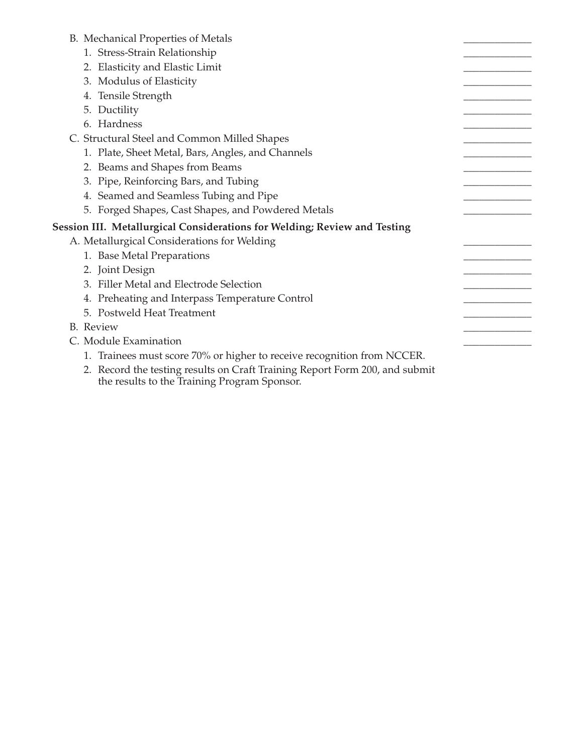- B. Mechanical Properties of Metals \_\_\_\_\_\_\_\_\_\_\_\_
  1. Stress-Strain Relationship \_\_\_\_\_\_\_\_\_\_\_\_
  2. Elasticity and Elastic Limit \_\_\_\_\_\_\_\_\_\_\_\_
  3. Modulus of Elasticity \_\_\_\_\_\_\_\_\_\_\_\_
  4. Tensile Strength \_\_\_\_\_\_\_\_\_\_\_\_
  5. Ductility \_\_\_\_\_\_\_\_\_\_\_\_
  6. Hardness \_\_\_\_\_\_\_\_\_\_\_\_
- C. Structural Steel and Common Milled Shapes \_\_\_\_\_\_\_\_\_\_\_\_
  1. Plate, Sheet Metal, Bars, Angles, and Channels \_\_\_\_\_\_\_\_\_\_\_\_
  2. Beams and Shapes from Beams \_\_\_\_\_\_\_\_\_\_\_\_
  3. Pipe, Reinforcing Bars, and Tubing \_\_\_\_\_\_\_\_\_\_\_\_
  4. Seamed and Seamless Tubing and Pipe \_\_\_\_\_\_\_\_\_\_\_\_
  5. Forged Shapes, Cast Shapes, and Powdered Metals \_\_\_\_\_\_\_\_\_\_\_\_

**Session III. Metallurgical Considerations for Welding; Review and Testing**

- A. Metallurgical Considerations for Welding \_\_\_\_\_\_\_\_\_\_\_\_
  1. Base Metal Preparations \_\_\_\_\_\_\_\_\_\_\_\_
  2. Joint Design \_\_\_\_\_\_\_\_\_\_\_\_
  3. Filler Metal and Electrode Selection \_\_\_\_\_\_\_\_\_\_\_\_
  4. Preheating and Interpass Temperature Control \_\_\_\_\_\_\_\_\_\_\_\_
  5. Postweld Heat Treatment \_\_\_\_\_\_\_\_\_\_\_\_
- B. Review \_\_\_\_\_\_\_\_\_\_\_\_
- C. Module Examination \_\_\_\_\_\_\_\_\_\_\_\_
  1. Trainees must score 70% or higher to receive recognition from NCCER.
  2. Record the testing results on Craft Training Report Form 200, and submit the results to the Training Program Sponsor.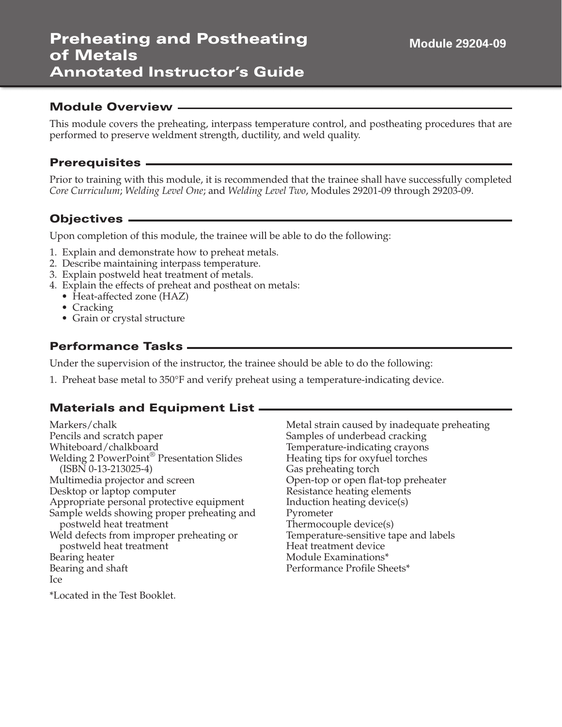# Preheating and Postheating of Metals
# Annotated Instructor's Guide

Module 29204-09

## Module Overview

This module covers the preheating, interpass temperature control, and postheating procedures that are performed to preserve weldment strength, ductility, and weld quality.

## Prerequisites

Prior to training with this module, it is recommended that the trainee shall have successfully completed *Core Curriculum*; *Welding Level One*; and *Welding Level Two*, Modules 29201-09 through 29203-09.

## Objectives

Upon completion of this module, the trainee will be able to do the following:

1. Explain and demonstrate how to preheat metals.
2. Describe maintaining interpass temperature.
3. Explain postweld heat treatment of metals.
4. Explain the effects of preheat and postheat on metals:
   - Heat-affected zone (HAZ)
   - Cracking
   - Grain or crystal structure

## Performance Tasks

Under the supervision of the instructor, the trainee should be able to do the following:

1. Preheat base metal to 350°F and verify preheat using a temperature-indicating device.

## Materials and Equipment List

Markers/chalk
Pencils and scratch paper
Whiteboard/chalkboard
Welding 2 PowerPoint® Presentation Slides (ISBN 0-13-213025-4)
Multimedia projector and screen
Desktop or laptop computer
Appropriate personal protective equipment
Sample welds showing proper preheating and postweld heat treatment
Weld defects from improper preheating or postweld heat treatment
Bearing heater
Bearing and shaft
Ice
Metal strain caused by inadequate preheating
Samples of underbead cracking
Temperature-indicating crayons
Heating tips for oxyfuel torches
Gas preheating torch
Open-top or open flat-top preheater
Resistance heating elements
Induction heating device(s)
Pyrometer
Thermocouple device(s)
Temperature-sensitive tape and labels
Heat treatment device
Module Examinations*
Performance Profile Sheets*

*Located in the Test Booklet.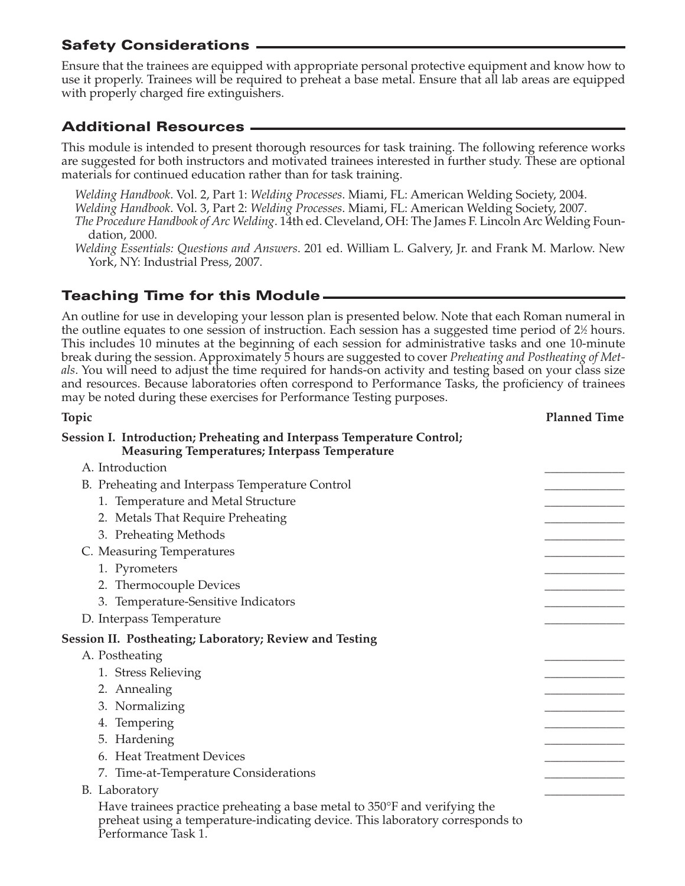## Safety Considerations

Ensure that the trainees are equipped with appropriate personal protective equipment and know how to use it properly. Trainees will be required to preheat a base metal. Ensure that all lab areas are equipped with properly charged fire extinguishers.

## Additional Resources

This module is intended to present thorough resources for task training. The following reference works are suggested for both instructors and motivated trainees interested in further study. These are optional materials for continued education rather than for task training.

*Welding Handbook*. Vol. 2, Part 1: *Welding Processes*. Miami, FL: American Welding Society, 2004.

*Welding Handbook*. Vol. 3, Part 2: *Welding Processes*. Miami, FL: American Welding Society, 2007.

*The Procedure Handbook of Arc Welding*. 14th ed. Cleveland, OH: The James F. Lincoln Arc Welding Foundation, 2000.

*Welding Essentials: Questions and Answers*. 201 ed. William L. Galvery, Jr. and Frank M. Marlow. New York, NY: Industrial Press, 2007.

## Teaching Time for this Module

An outline for use in developing your lesson plan is presented below. Note that each Roman numeral in the outline equates to one session of instruction. Each session has a suggested time period of 2½ hours. This includes 10 minutes at the beginning of each session for administrative tasks and one 10-minute break during the session. Approximately 5 hours are suggested to cover *Preheating and Postheating of Metals*. You will need to adjust the time required for hands-on activity and testing based on your class size and resources. Because laboratories often correspond to Performance Tasks, the proficiency of trainees may be noted during these exercises for Performance Testing purposes.

| Topic | Planned Time |
|---|---|
| **Session I. Introduction; Preheating and Interpass Temperature Control; Measuring Temperatures; Interpass Temperature** | |
| A. Introduction | _____________ |
| B. Preheating and Interpass Temperature Control | _____________ |
| 1. Temperature and Metal Structure | _____________ |
| 2. Metals That Require Preheating | _____________ |
| 3. Preheating Methods | _____________ |
| C. Measuring Temperatures | _____________ |
| 1. Pyrometers | _____________ |
| 2. Thermocouple Devices | _____________ |
| 3. Temperature-Sensitive Indicators | _____________ |
| D. Interpass Temperature | _____________ |
| **Session II. Postheating; Laboratory; Review and Testing** | |
| A. Postheating | _____________ |
| 1. Stress Relieving | _____________ |
| 2. Annealing | _____________ |
| 3. Normalizing | _____________ |
| 4. Tempering | _____________ |
| 5. Hardening | _____________ |
| 6. Heat Treatment Devices | _____________ |
| 7. Time-at-Temperature Considerations | _____________ |
| B. Laboratory | _____________ |
| Have trainees practice preheating a base metal to 350°F and verifying the preheat using a temperature-indicating device. This laboratory corresponds to Performance Task 1. | |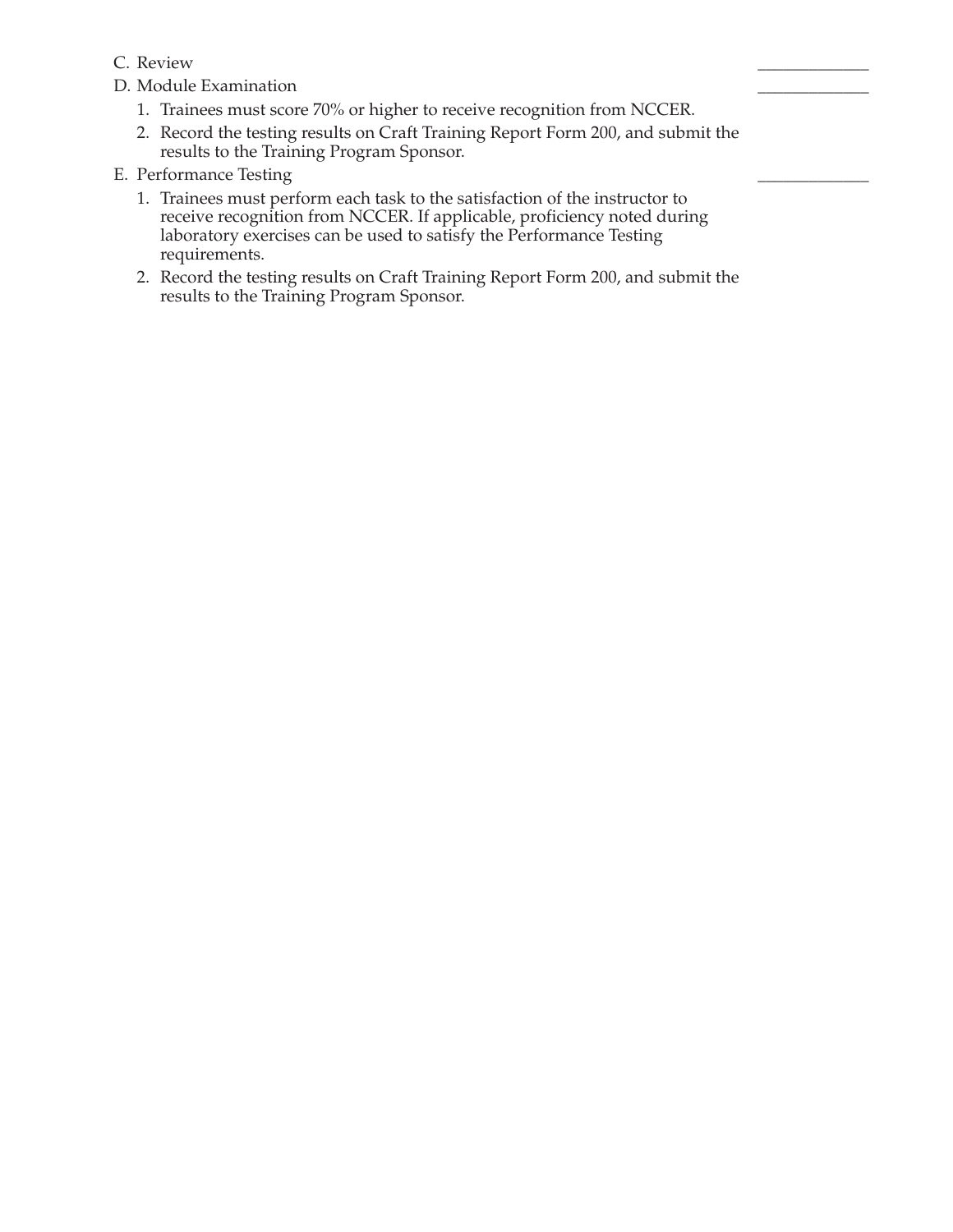C. Review _____________

D. Module Examination _____________

1. Trainees must score 70% or higher to receive recognition from NCCER.
2. Record the testing results on Craft Training Report Form 200, and submit the results to the Training Program Sponsor.

E. Performance Testing _____________

1. Trainees must perform each task to the satisfaction of the instructor to receive recognition from NCCER. If applicable, proficiency noted during laboratory exercises can be used to satisfy the Performance Testing requirements.
2. Record the testing results on Craft Training Report Form 200, and submit the results to the Training Program Sponsor.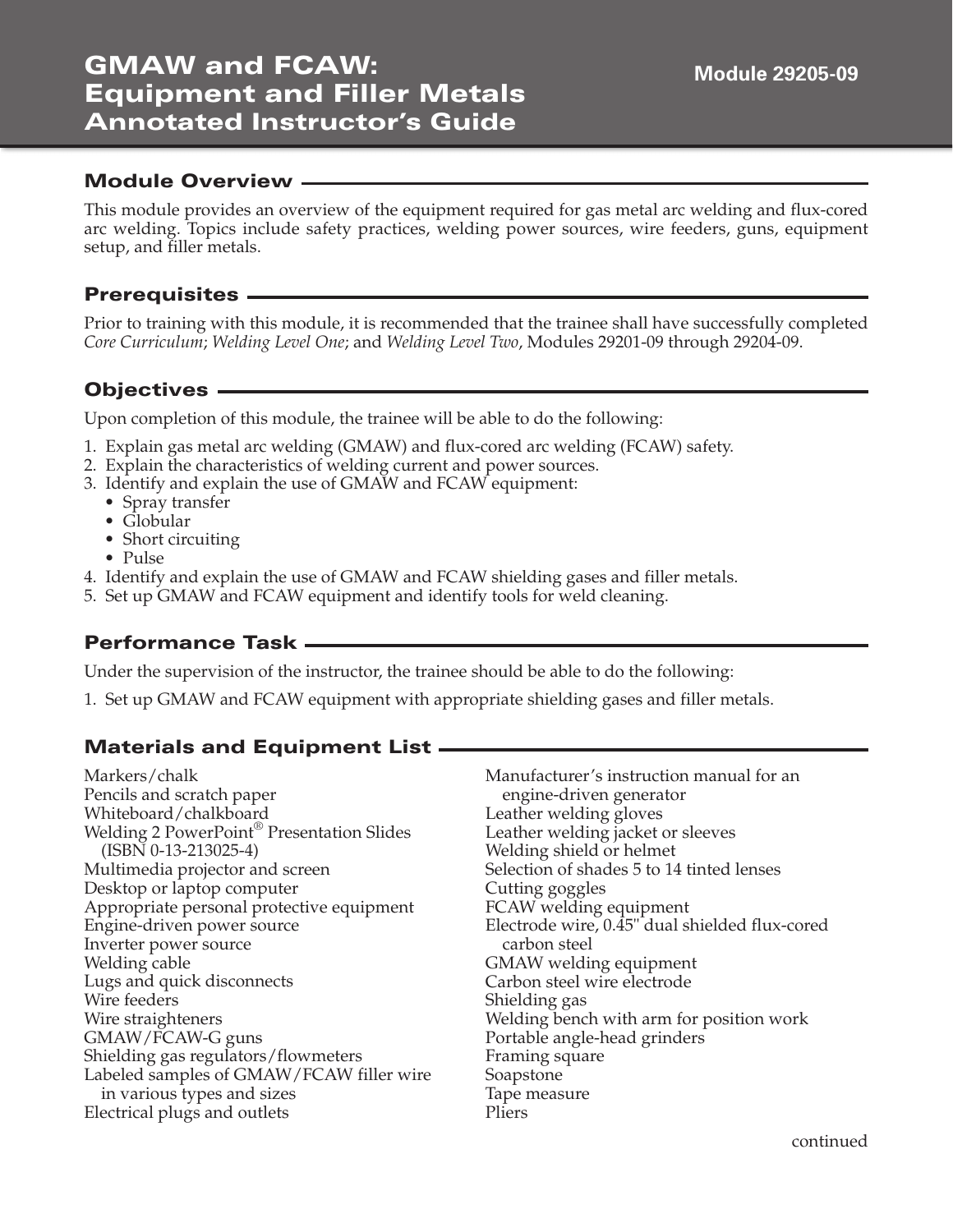# GMAW and FCAW: Equipment and Filler Metals Annotated Instructor's Guide

**Module 29205-09**

## Module Overview

This module provides an overview of the equipment required for gas metal arc welding and flux-cored arc welding. Topics include safety practices, welding power sources, wire feeders, guns, equipment setup, and filler metals.

## Prerequisites

Prior to training with this module, it is recommended that the trainee shall have successfully completed *Core Curriculum*; *Welding Level One*; and *Welding Level Two*, Modules 29201-09 through 29204-09.

## Objectives

Upon completion of this module, the trainee will be able to do the following:

1. Explain gas metal arc welding (GMAW) and flux-cored arc welding (FCAW) safety.
2. Explain the characteristics of welding current and power sources.
3. Identify and explain the use of GMAW and FCAW equipment:
   - Spray transfer
   - Globular
   - Short circuiting
   - Pulse
4. Identify and explain the use of GMAW and FCAW shielding gases and filler metals.
5. Set up GMAW and FCAW equipment and identify tools for weld cleaning.

## Performance Task

Under the supervision of the instructor, the trainee should be able to do the following:

1. Set up GMAW and FCAW equipment with appropriate shielding gases and filler metals.

## Materials and Equipment List

Markers/chalk
Pencils and scratch paper
Whiteboard/chalkboard
Welding 2 PowerPoint® Presentation Slides (ISBN 0-13-213025-4)
Multimedia projector and screen
Desktop or laptop computer
Appropriate personal protective equipment
Engine-driven power source
Inverter power source
Welding cable
Lugs and quick disconnects
Wire feeders
Wire straighteners
GMAW/FCAW-G guns
Shielding gas regulators/flowmeters
Labeled samples of GMAW/FCAW filler wire in various types and sizes
Electrical plugs and outlets
Manufacturer's instruction manual for an engine-driven generator
Leather welding gloves
Leather welding jacket or sleeves
Welding shield or helmet
Selection of shades 5 to 14 tinted lenses
Cutting goggles
FCAW welding equipment
Electrode wire, 0.45" dual shielded flux-cored carbon steel
GMAW welding equipment
Carbon steel wire electrode
Shielding gas
Welding bench with arm for position work
Portable angle-head grinders
Framing square
Soapstone
Tape measure
Pliers

continued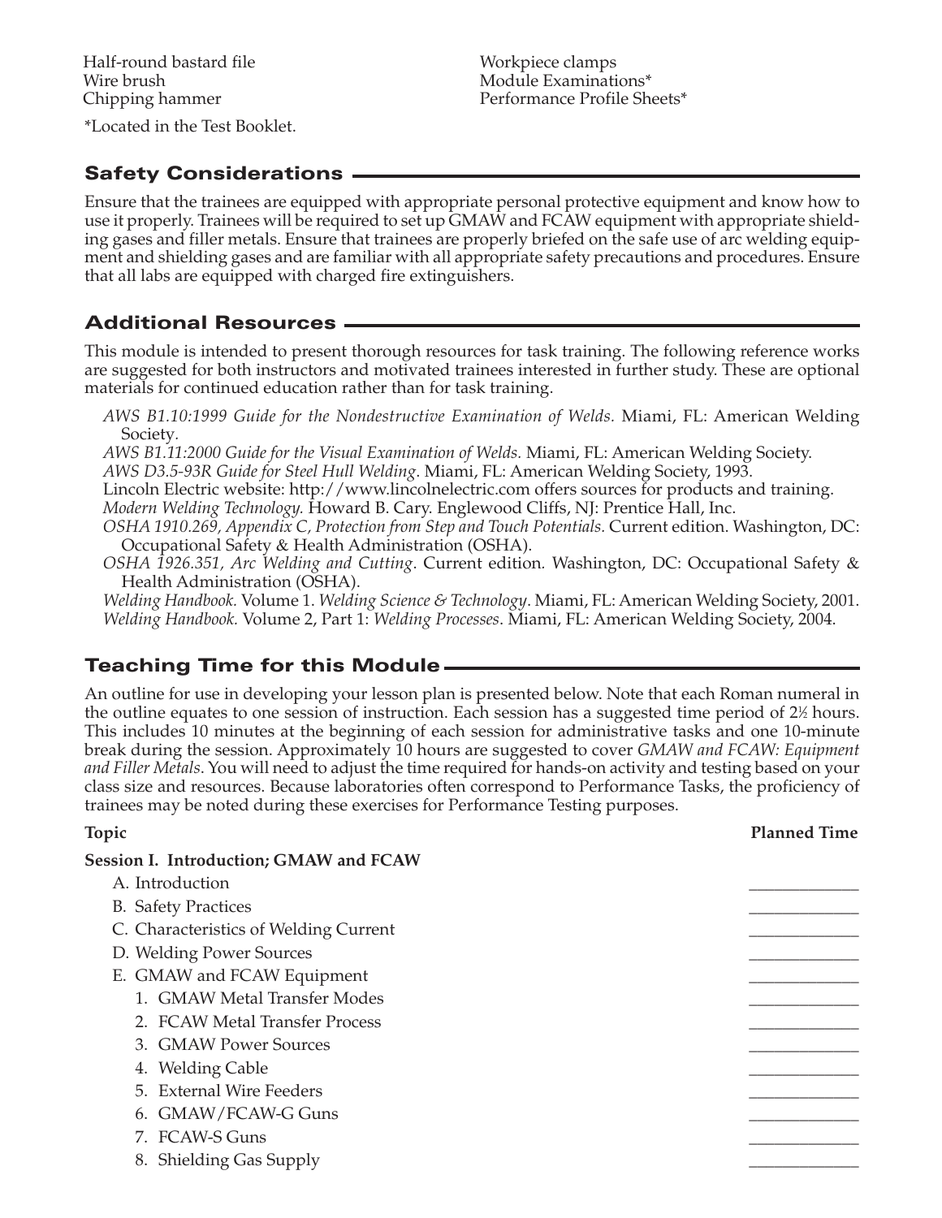Half-round bastard file
Wire brush
Chipping hammer
Workpiece clamps
Module Examinations*
Performance Profile Sheets*

*Located in the Test Booklet.

## Safety Considerations

Ensure that the trainees are equipped with appropriate personal protective equipment and know how to use it properly. Trainees will be required to set up GMAW and FCAW equipment with appropriate shielding gases and filler metals. Ensure that trainees are properly briefed on the safe use of arc welding equipment and shielding gases and are familiar with all appropriate safety precautions and procedures. Ensure that all labs are equipped with charged fire extinguishers.

## Additional Resources

This module is intended to present thorough resources for task training. The following reference works are suggested for both instructors and motivated trainees interested in further study. These are optional materials for continued education rather than for task training.

*AWS B1.10:1999 Guide for the Nondestructive Examination of Welds.* Miami, FL: American Welding Society.

*AWS B1.11:2000 Guide for the Visual Examination of Welds.* Miami, FL: American Welding Society.

*AWS D3.5-93R Guide for Steel Hull Welding*. Miami, FL: American Welding Society, 1993.

Lincoln Electric website: http://www.lincolnelectric.com offers sources for products and training.

*Modern Welding Technology.* Howard B. Cary. Englewood Cliffs, NJ: Prentice Hall, Inc.

*OSHA 1910.269, Appendix C, Protection from Step and Touch Potentials.* Current edition. Washington, DC: Occupational Safety & Health Administration (OSHA).

*OSHA 1926.351, Arc Welding and Cutting*. Current edition. Washington, DC: Occupational Safety & Health Administration (OSHA).

*Welding Handbook.* Volume 1. *Welding Science & Technology*. Miami, FL: American Welding Society, 2001.

*Welding Handbook.* Volume 2, Part 1: *Welding Processes*. Miami, FL: American Welding Society, 2004.

## Teaching Time for this Module

An outline for use in developing your lesson plan is presented below. Note that each Roman numeral in the outline equates to one session of instruction. Each session has a suggested time period of 2½ hours. This includes 10 minutes at the beginning of each session for administrative tasks and one 10-minute break during the session. Approximately 10 hours are suggested to cover *GMAW and FCAW: Equipment and Filler Metals*. You will need to adjust the time required for hands-on activity and testing based on your class size and resources. Because laboratories often correspond to Performance Tasks, the proficiency of trainees may be noted during these exercises for Performance Testing purposes.

| Topic | Planned Time |
| --- | --- |
| **Session I. Introduction; GMAW and FCAW** | |
| A. Introduction | _____________ |
| B. Safety Practices | _____________ |
| C. Characteristics of Welding Current | _____________ |
| D. Welding Power Sources | _____________ |
| E. GMAW and FCAW Equipment | _____________ |
| 1. GMAW Metal Transfer Modes | _____________ |
| 2. FCAW Metal Transfer Process | _____________ |
| 3. GMAW Power Sources | _____________ |
| 4. Welding Cable | _____________ |
| 5. External Wire Feeders | _____________ |
| 6. GMAW/FCAW-G Guns | _____________ |
| 7. FCAW-S Guns | _____________ |
| 8. Shielding Gas Supply | _____________ |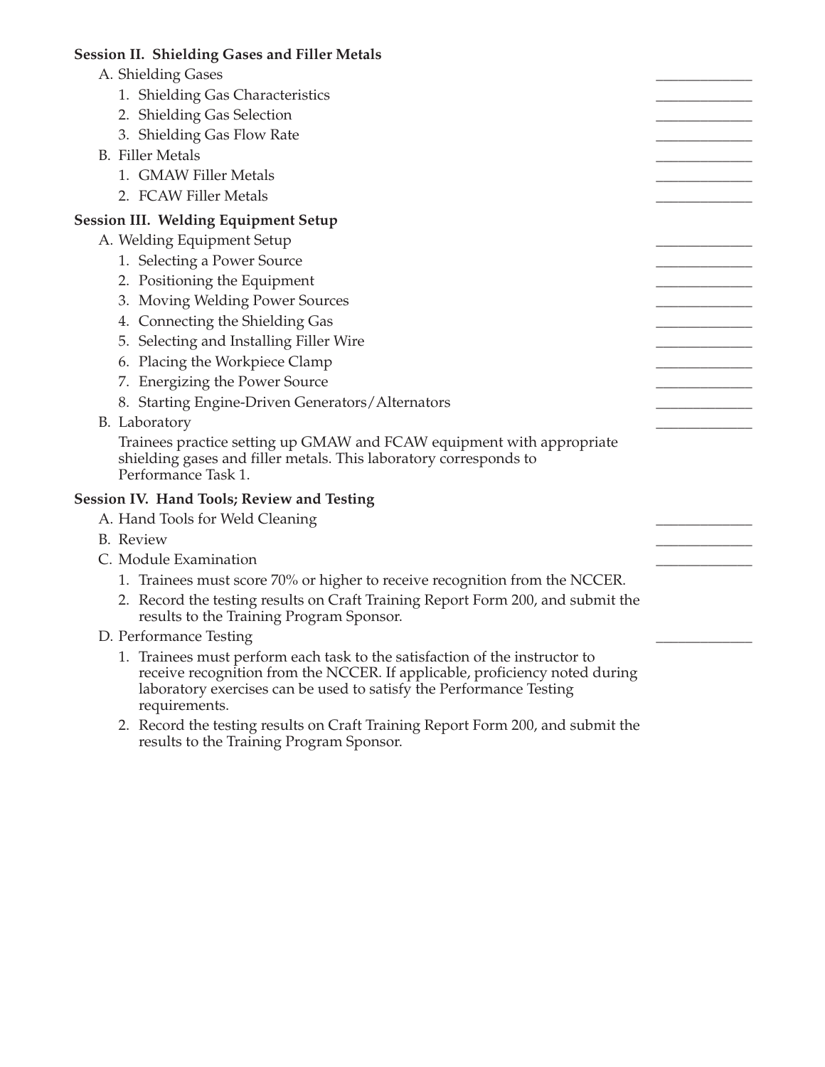**Session II. Shielding Gases and Filler Metals**

- A. Shielding Gases ____________
  1. Shielding Gas Characteristics ____________
  2. Shielding Gas Selection ____________
  3. Shielding Gas Flow Rate ____________
- B. Filler Metals ____________
  1. GMAW Filler Metals ____________
  2. FCAW Filler Metals ____________

**Session III. Welding Equipment Setup**

- A. Welding Equipment Setup ____________
  1. Selecting a Power Source ____________
  2. Positioning the Equipment ____________
  3. Moving Welding Power Sources ____________
  4. Connecting the Shielding Gas ____________
  5. Selecting and Installing Filler Wire ____________
  6. Placing the Workpiece Clamp ____________
  7. Energizing the Power Source ____________
  8. Starting Engine-Driven Generators/Alternators ____________
- B. Laboratory ____________

  Trainees practice setting up GMAW and FCAW equipment with appropriate shielding gases and filler metals. This laboratory corresponds to Performance Task 1.

**Session IV. Hand Tools; Review and Testing**

- A. Hand Tools for Weld Cleaning ____________
- B. Review ____________
- C. Module Examination ____________
  1. Trainees must score 70% or higher to receive recognition from the NCCER.
  2. Record the testing results on Craft Training Report Form 200, and submit the results to the Training Program Sponsor.
- D. Performance Testing ____________
  1. Trainees must perform each task to the satisfaction of the instructor to receive recognition from the NCCER. If applicable, proficiency noted during laboratory exercises can be used to satisfy the Performance Testing requirements.
  2. Record the testing results on Craft Training Report Form 200, and submit the results to the Training Program Sponsor.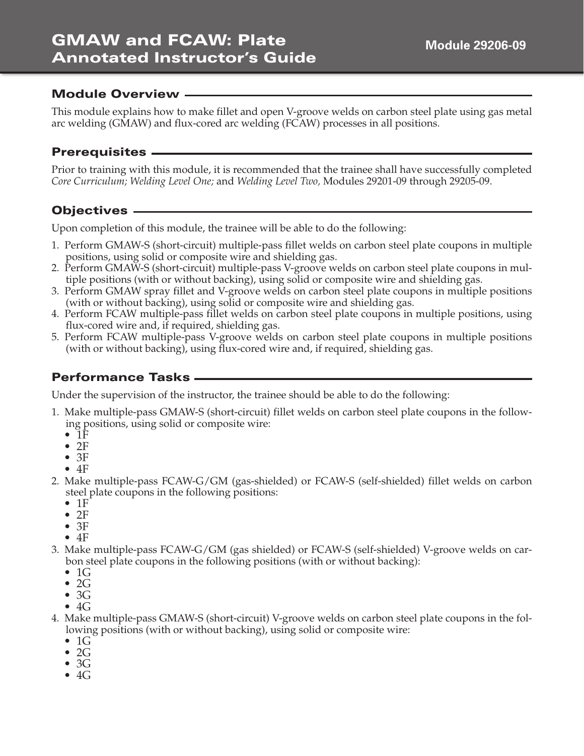# GMAW and FCAW: Plate Annotated Instructor's Guide

**Module 29206-09**

## Module Overview

This module explains how to make fillet and open V-groove welds on carbon steel plate using gas metal arc welding (GMAW) and flux-cored arc welding (FCAW) processes in all positions.

## Prerequisites

Prior to training with this module, it is recommended that the trainee shall have successfully completed *Core Curriculum; Welding Level One;* and *Welding Level Two,* Modules 29201-09 through 29205-09.

## Objectives

Upon completion of this module, the trainee will be able to do the following:

1. Perform GMAW-S (short-circuit) multiple-pass fillet welds on carbon steel plate coupons in multiple positions, using solid or composite wire and shielding gas.
2. Perform GMAW-S (short-circuit) multiple-pass V-groove welds on carbon steel plate coupons in multiple positions (with or without backing), using solid or composite wire and shielding gas.
3. Perform GMAW spray fillet and V-groove welds on carbon steel plate coupons in multiple positions (with or without backing), using solid or composite wire and shielding gas.
4. Perform FCAW multiple-pass fillet welds on carbon steel plate coupons in multiple positions, using flux-cored wire and, if required, shielding gas.
5. Perform FCAW multiple-pass V-groove welds on carbon steel plate coupons in multiple positions (with or without backing), using flux-cored wire and, if required, shielding gas.

## Performance Tasks

Under the supervision of the instructor, the trainee should be able to do the following:

1. Make multiple-pass GMAW-S (short-circuit) fillet welds on carbon steel plate coupons in the following positions, using solid or composite wire:
   - 1F
   - 2F
   - 3F
   - 4F
2. Make multiple-pass FCAW-G/GM (gas-shielded) or FCAW-S (self-shielded) fillet welds on carbon steel plate coupons in the following positions:
   - 1F
   - 2F
   - 3F
   - 4F
3. Make multiple-pass FCAW-G/GM (gas shielded) or FCAW-S (self-shielded) V-groove welds on carbon steel plate coupons in the following positions (with or without backing):
   - 1G
   - 2G
   - 3G
   - 4G
4. Make multiple-pass GMAW-S (short-circuit) V-groove welds on carbon steel plate coupons in the following positions (with or without backing), using solid or composite wire:
   - 1G
   - 2G
   - 3G
   - 4G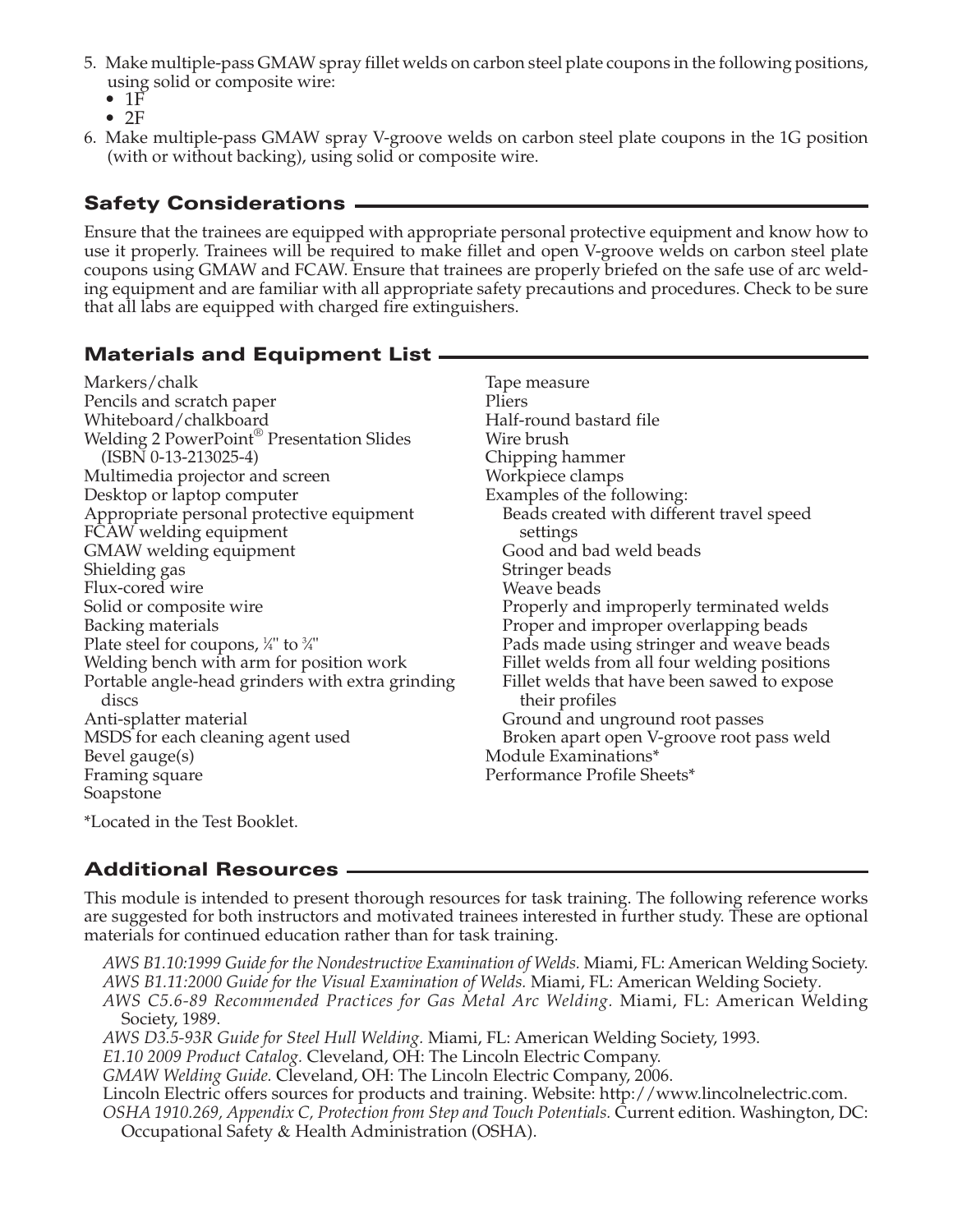5. Make multiple-pass GMAW spray fillet welds on carbon steel plate coupons in the following positions, using solid or composite wire:
   - 1F
   - 2F
6. Make multiple-pass GMAW spray V-groove welds on carbon steel plate coupons in the 1G position (with or without backing), using solid or composite wire.

## Safety Considerations

Ensure that the trainees are equipped with appropriate personal protective equipment and know how to use it properly. Trainees will be required to make fillet and open V-groove welds on carbon steel plate coupons using GMAW and FCAW. Ensure that trainees are properly briefed on the safe use of arc welding equipment and are familiar with all appropriate safety precautions and procedures. Check to be sure that all labs are equipped with charged fire extinguishers.

## Materials and Equipment List

Markers/chalk
Pencils and scratch paper
Whiteboard/chalkboard
Welding 2 PowerPoint® Presentation Slides (ISBN 0-13-213025-4)
Multimedia projector and screen
Desktop or laptop computer
Appropriate personal protective equipment
FCAW welding equipment
GMAW welding equipment
Shielding gas
Flux-cored wire
Solid or composite wire
Backing materials
Plate steel for coupons, ¼" to ¾"
Welding bench with arm for position work
Portable angle-head grinders with extra grinding discs
Anti-splatter material
MSDS for each cleaning agent used
Bevel gauge(s)
Framing square
Soapstone
Tape measure
Pliers
Half-round bastard file
Wire brush
Chipping hammer
Workpiece clamps
Examples of the following:
- Beads created with different travel speed settings
- Good and bad weld beads
- Stringer beads
- Weave beads
- Properly and improperly terminated welds
- Proper and improper overlapping beads
- Pads made using stringer and weave beads
- Fillet welds from all four welding positions
- Fillet welds that have been sawed to expose their profiles
- Ground and unground root passes
- Broken apart open V-groove root pass weld

Module Examinations*
Performance Profile Sheets*

*Located in the Test Booklet.

## Additional Resources

This module is intended to present thorough resources for task training. The following reference works are suggested for both instructors and motivated trainees interested in further study. These are optional materials for continued education rather than for task training.

*AWS B1.10:1999 Guide for the Nondestructive Examination of Welds.* Miami, FL: American Welding Society.
*AWS B1.11:2000 Guide for the Visual Examination of Welds.* Miami, FL: American Welding Society.
*AWS C5.6-89 Recommended Practices for Gas Metal Arc Welding.* Miami, FL: American Welding Society, 1989.
*AWS D3.5-93R Guide for Steel Hull Welding.* Miami, FL: American Welding Society, 1993.
*E1.10 2009 Product Catalog.* Cleveland, OH: The Lincoln Electric Company.
*GMAW Welding Guide.* Cleveland, OH: The Lincoln Electric Company, 2006.
Lincoln Electric offers sources for products and training. Website: http://www.lincolnelectric.com.
*OSHA 1910.269, Appendix C, Protection from Step and Touch Potentials.* Current edition. Washington, DC: Occupational Safety & Health Administration (OSHA).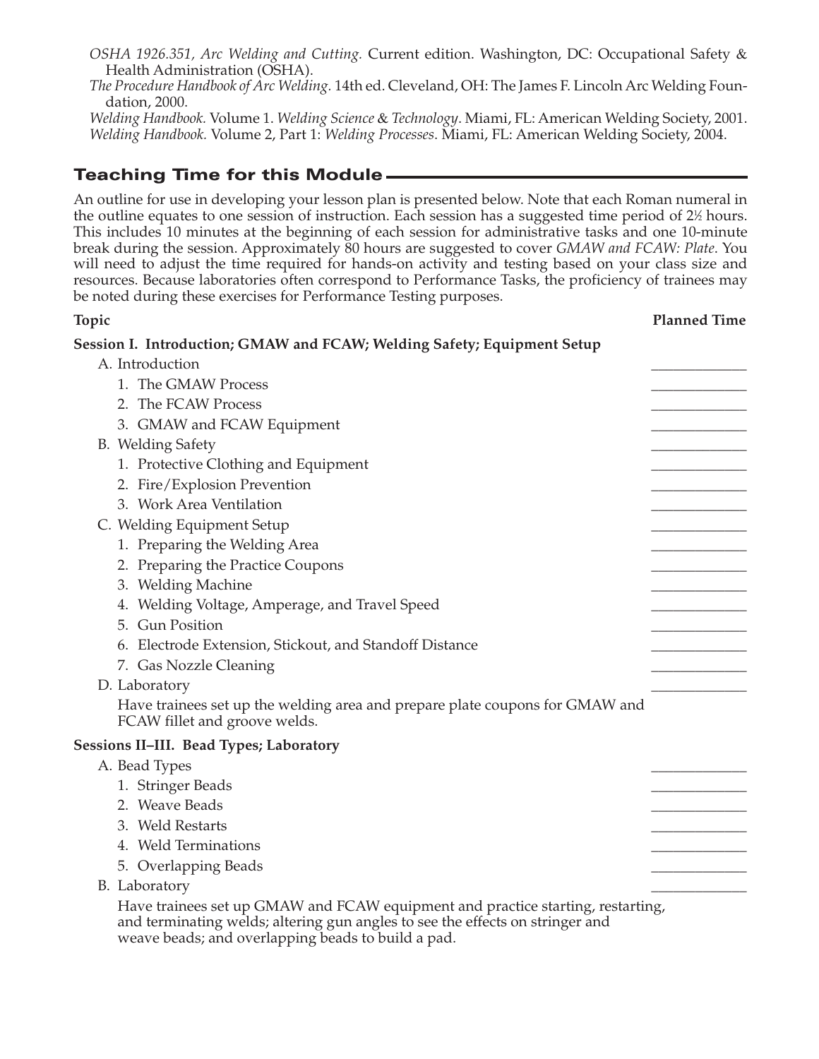*OSHA 1926.351, Arc Welding and Cutting.* Current edition. Washington, DC: Occupational Safety & Health Administration (OSHA).

*The Procedure Handbook of Arc Welding.* 14th ed. Cleveland, OH: The James F. Lincoln Arc Welding Foundation, 2000.

*Welding Handbook.* Volume 1. *Welding Science & Technology*. Miami, FL: American Welding Society, 2001.

*Welding Handbook.* Volume 2, Part 1: *Welding Processes*. Miami, FL: American Welding Society, 2004.

## Teaching Time for this Module

An outline for use in developing your lesson plan is presented below. Note that each Roman numeral in the outline equates to one session of instruction. Each session has a suggested time period of 2½ hours. This includes 10 minutes at the beginning of each session for administrative tasks and one 10-minute break during the session. Approximately 80 hours are suggested to cover *GMAW and FCAW: Plate*. You will need to adjust the time required for hands-on activity and testing based on your class size and resources. Because laboratories often correspond to Performance Tasks, the proficiency of trainees may be noted during these exercises for Performance Testing purposes.

| Topic | Planned Time |
|---|---|
| **Session I. Introduction; GMAW and FCAW; Welding Safety; Equipment Setup** | |
| A. Introduction | _____________ |
| 1. The GMAW Process | _____________ |
| 2. The FCAW Process | _____________ |
| 3. GMAW and FCAW Equipment | _____________ |
| B. Welding Safety | _____________ |
| 1. Protective Clothing and Equipment | _____________ |
| 2. Fire/Explosion Prevention | _____________ |
| 3. Work Area Ventilation | _____________ |
| C. Welding Equipment Setup | _____________ |
| 1. Preparing the Welding Area | _____________ |
| 2. Preparing the Practice Coupons | _____________ |
| 3. Welding Machine | _____________ |
| 4. Welding Voltage, Amperage, and Travel Speed | _____________ |
| 5. Gun Position | _____________ |
| 6. Electrode Extension, Stickout, and Standoff Distance | _____________ |
| 7. Gas Nozzle Cleaning | _____________ |
| D. Laboratory | _____________ |
| Have trainees set up the welding area and prepare plate coupons for GMAW and FCAW fillet and groove welds. | |
| **Sessions II–III. Bead Types; Laboratory** | |
| A. Bead Types | _____________ |
| 1. Stringer Beads | _____________ |
| 2. Weave Beads | _____________ |
| 3. Weld Restarts | _____________ |
| 4. Weld Terminations | _____________ |
| 5. Overlapping Beads | _____________ |
| B. Laboratory | _____________ |
| Have trainees set up GMAW and FCAW equipment and practice starting, restarting, and terminating welds; altering gun angles to see the effects on stringer and weave beads; and overlapping beads to build a pad. | |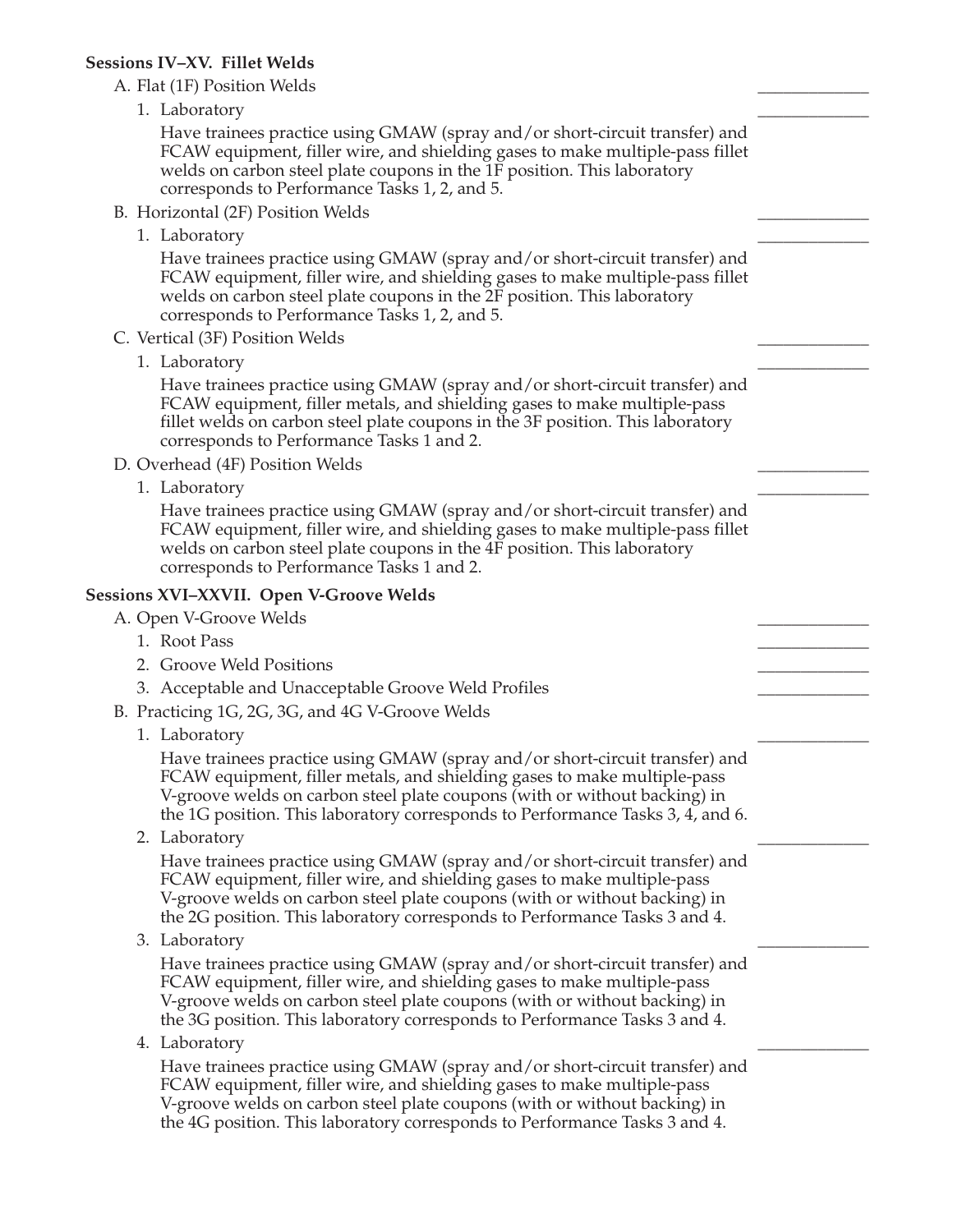**Sessions IV–XV. Fillet Welds**

A. Flat (1F) Position Welds _____________

1. Laboratory _____________

   Have trainees practice using GMAW (spray and/or short-circuit transfer) and FCAW equipment, filler wire, and shielding gases to make multiple-pass fillet welds on carbon steel plate coupons in the 1F position. This laboratory corresponds to Performance Tasks 1, 2, and 5.

B. Horizontal (2F) Position Welds _____________

1. Laboratory _____________

   Have trainees practice using GMAW (spray and/or short-circuit transfer) and FCAW equipment, filler wire, and shielding gases to make multiple-pass fillet welds on carbon steel plate coupons in the 2F position. This laboratory corresponds to Performance Tasks 1, 2, and 5.

C. Vertical (3F) Position Welds _____________

1. Laboratory _____________

   Have trainees practice using GMAW (spray and/or short-circuit transfer) and FCAW equipment, filler metals, and shielding gases to make multiple-pass fillet welds on carbon steel plate coupons in the 3F position. This laboratory corresponds to Performance Tasks 1 and 2.

D. Overhead (4F) Position Welds _____________

1. Laboratory _____________

   Have trainees practice using GMAW (spray and/or short-circuit transfer) and FCAW equipment, filler wire, and shielding gases to make multiple-pass fillet welds on carbon steel plate coupons in the 4F position. This laboratory corresponds to Performance Tasks 1 and 2.

**Sessions XVI–XXVII. Open V-Groove Welds**

A. Open V-Groove Welds _____________

1. Root Pass _____________
2. Groove Weld Positions _____________
3. Acceptable and Unacceptable Groove Weld Profiles _____________

B. Practicing 1G, 2G, 3G, and 4G V-Groove Welds

1. Laboratory _____________

   Have trainees practice using GMAW (spray and/or short-circuit transfer) and FCAW equipment, filler metals, and shielding gases to make multiple-pass V-groove welds on carbon steel plate coupons (with or without backing) in the 1G position. This laboratory corresponds to Performance Tasks 3, 4, and 6.

2. Laboratory _____________

   Have trainees practice using GMAW (spray and/or short-circuit transfer) and FCAW equipment, filler wire, and shielding gases to make multiple-pass V-groove welds on carbon steel plate coupons (with or without backing) in the 2G position. This laboratory corresponds to Performance Tasks 3 and 4.

3. Laboratory _____________

   Have trainees practice using GMAW (spray and/or short-circuit transfer) and FCAW equipment, filler wire, and shielding gases to make multiple-pass V-groove welds on carbon steel plate coupons (with or without backing) in the 3G position. This laboratory corresponds to Performance Tasks 3 and 4.

4. Laboratory _____________

   Have trainees practice using GMAW (spray and/or short-circuit transfer) and FCAW equipment, filler wire, and shielding gases to make multiple-pass V-groove welds on carbon steel plate coupons (with or without backing) in the 4G position. This laboratory corresponds to Performance Tasks 3 and 4.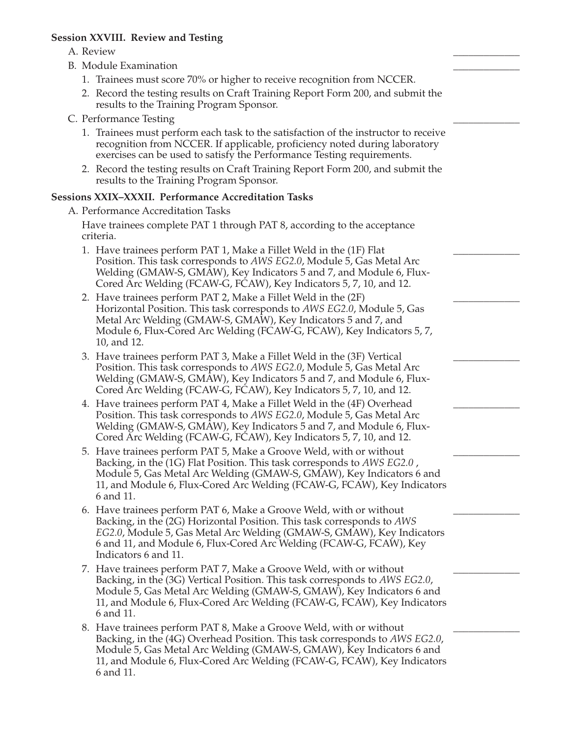**Session XXVIII. Review and Testing**

A. Review _____________

B. Module Examination _____________

1. Trainees must score 70% or higher to receive recognition from NCCER.
2. Record the testing results on Craft Training Report Form 200, and submit the results to the Training Program Sponsor.

C. Performance Testing _____________

1. Trainees must perform each task to the satisfaction of the instructor to receive recognition from NCCER. If applicable, proficiency noted during laboratory exercises can be used to satisfy the Performance Testing requirements.
2. Record the testing results on Craft Training Report Form 200, and submit the results to the Training Program Sponsor.

**Sessions XXIX–XXXII. Performance Accreditation Tasks**

A. Performance Accreditation Tasks

Have trainees complete PAT 1 through PAT 8, according to the acceptance criteria.

1. Have trainees perform PAT 1, Make a Fillet Weld in the (1F) Flat Position. This task corresponds to *AWS EG2.0*, Module 5, Gas Metal Arc Welding (GMAW-S, GMAW), Key Indicators 5 and 7, and Module 6, Flux-Cored Arc Welding (FCAW-G, FCAW), Key Indicators 5, 7, 10, and 12. _____________
2. Have trainees perform PAT 2, Make a Fillet Weld in the (2F) Horizontal Position. This task corresponds to *AWS EG2.0*, Module 5, Gas Metal Arc Welding (GMAW-S, GMAW), Key Indicators 5 and 7, and Module 6, Flux-Cored Arc Welding (FCAW-G, FCAW), Key Indicators 5, 7, 10, and 12. _____________
3. Have trainees perform PAT 3, Make a Fillet Weld in the (3F) Vertical Position. This task corresponds to *AWS EG2.0*, Module 5, Gas Metal Arc Welding (GMAW-S, GMAW), Key Indicators 5 and 7, and Module 6, Flux-Cored Arc Welding (FCAW-G, FCAW), Key Indicators 5, 7, 10, and 12. _____________
4. Have trainees perform PAT 4, Make a Fillet Weld in the (4F) Overhead Position. This task corresponds to *AWS EG2.0*, Module 5, Gas Metal Arc Welding (GMAW-S, GMAW), Key Indicators 5 and 7, and Module 6, Flux-Cored Arc Welding (FCAW-G, FCAW), Key Indicators 5, 7, 10, and 12. _____________
5. Have trainees perform PAT 5, Make a Groove Weld, with or without Backing, in the (1G) Flat Position. This task corresponds to *AWS EG2.0* , Module 5, Gas Metal Arc Welding (GMAW-S, GMAW), Key Indicators 6 and 11, and Module 6, Flux-Cored Arc Welding (FCAW-G, FCAW), Key Indicators 6 and 11. _____________
6. Have trainees perform PAT 6, Make a Groove Weld, with or without Backing, in the (2G) Horizontal Position. This task corresponds to *AWS EG2.0*, Module 5, Gas Metal Arc Welding (GMAW-S, GMAW), Key Indicators 6 and 11, and Module 6, Flux-Cored Arc Welding (FCAW-G, FCAW), Key Indicators 6 and 11. _____________
7. Have trainees perform PAT 7, Make a Groove Weld, with or without Backing, in the (3G) Vertical Position. This task corresponds to *AWS EG2.0*, Module 5, Gas Metal Arc Welding (GMAW-S, GMAW), Key Indicators 6 and 11, and Module 6, Flux-Cored Arc Welding (FCAW-G, FCAW), Key Indicators 6 and 11. _____________
8. Have trainees perform PAT 8, Make a Groove Weld, with or without Backing, in the (4G) Overhead Position. This task corresponds to *AWS EG2.0*, Module 5, Gas Metal Arc Welding (GMAW-S, GMAW), Key Indicators 6 and 11, and Module 6, Flux-Cored Arc Welding (FCAW-G, FCAW), Key Indicators 6 and 11. _____________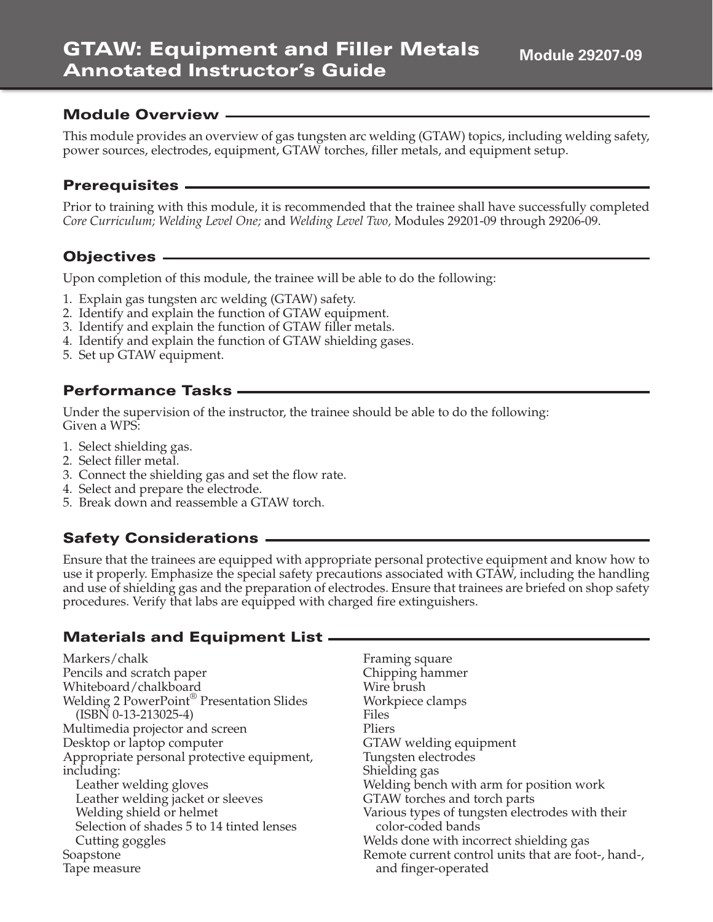# GTAW: Equipment and Filler Metals Annotated Instructor's Guide

**Module 29207-09**

## Module Overview

This module provides an overview of gas tungsten arc welding (GTAW) topics, including welding safety, power sources, electrodes, equipment, GTAW torches, filler metals, and equipment setup.

## Prerequisites

Prior to training with this module, it is recommended that the trainee shall have successfully completed *Core Curriculum; Welding Level One;* and *Welding Level Two,* Modules 29201-09 through 29206-09.

## Objectives

Upon completion of this module, the trainee will be able to do the following:

1. Explain gas tungsten arc welding (GTAW) safety.
2. Identify and explain the function of GTAW equipment.
3. Identify and explain the function of GTAW filler metals.
4. Identify and explain the function of GTAW shielding gases.
5. Set up GTAW equipment.

## Performance Tasks

Under the supervision of the instructor, the trainee should be able to do the following:
Given a WPS:

1. Select shielding gas.
2. Select filler metal.
3. Connect the shielding gas and set the flow rate.
4. Select and prepare the electrode.
5. Break down and reassemble a GTAW torch.

## Safety Considerations

Ensure that the trainees are equipped with appropriate personal protective equipment and know how to use it properly. Emphasize the special safety precautions associated with GTAW, including the handling and use of shielding gas and the preparation of electrodes. Ensure that trainees are briefed on shop safety procedures. Verify that labs are equipped with charged fire extinguishers.

## Materials and Equipment List

- Markers/chalk
- Pencils and scratch paper
- Whiteboard/chalkboard
- Welding 2 PowerPoint® Presentation Slides (ISBN 0-13-213025-4)
- Multimedia projector and screen
- Desktop or laptop computer
- Appropriate personal protective equipment, including:
  - Leather welding gloves
  - Leather welding jacket or sleeves
  - Welding shield or helmet
  - Selection of shades 5 to 14 tinted lenses
  - Cutting goggles
- Soapstone
- Tape measure
- Framing square
- Chipping hammer
- Wire brush
- Workpiece clamps
- Files
- Pliers
- GTAW welding equipment
- Tungsten electrodes
- Shielding gas
- Welding bench with arm for position work
- GTAW torches and torch parts
- Various types of tungsten electrodes with their color-coded bands
- Welds done with incorrect shielding gas
- Remote current control units that are foot-, hand-, and finger-operated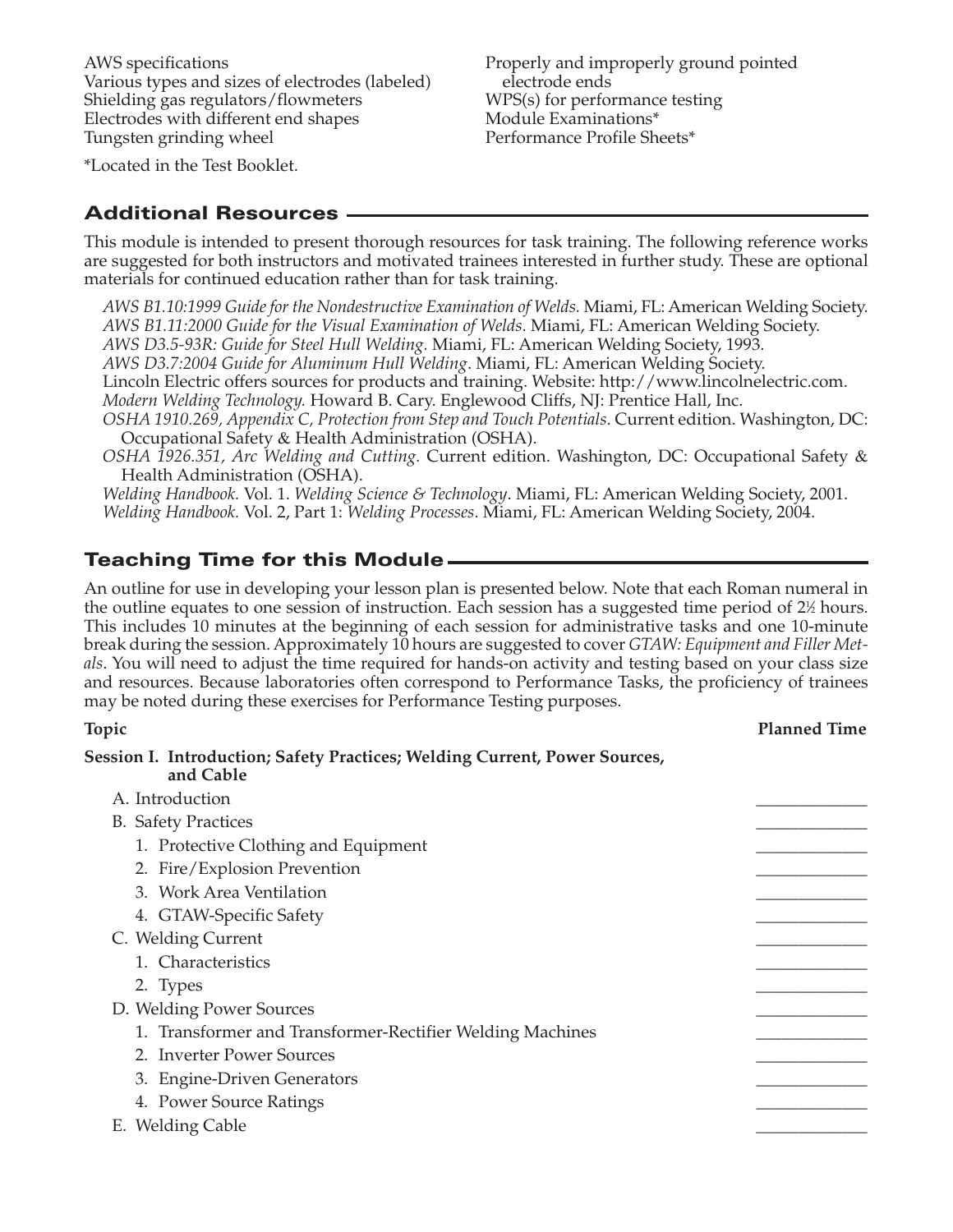AWS specifications
Various types and sizes of electrodes (labeled)
Shielding gas regulators/flowmeters
Electrodes with different end shapes
Tungsten grinding wheel
Properly and improperly ground pointed electrode ends
WPS(s) for performance testing
Module Examinations*
Performance Profile Sheets*

*Located in the Test Booklet.

## Additional Resources

This module is intended to present thorough resources for task training. The following reference works are suggested for both instructors and motivated trainees interested in further study. These are optional materials for continued education rather than for task training.

*AWS B1.10:1999 Guide for the Nondestructive Examination of Welds.* Miami, FL: American Welding Society.
*AWS B1.11:2000 Guide for the Visual Examination of Welds.* Miami, FL: American Welding Society.
*AWS D3.5-93R: Guide for Steel Hull Welding.* Miami, FL: American Welding Society, 1993.
*AWS D3.7:2004 Guide for Aluminum Hull Welding.* Miami, FL: American Welding Society.
Lincoln Electric offers sources for products and training. Website: http://www.lincolnelectric.com.
*Modern Welding Technology.* Howard B. Cary. Englewood Cliffs, NJ: Prentice Hall, Inc.
*OSHA 1910.269, Appendix C, Protection from Step and Touch Potentials.* Current edition. Washington, DC: Occupational Safety & Health Administration (OSHA).
*OSHA 1926.351, Arc Welding and Cutting.* Current edition. Washington, DC: Occupational Safety & Health Administration (OSHA).
*Welding Handbook.* Vol. 1. *Welding Science & Technology.* Miami, FL: American Welding Society, 2001.
*Welding Handbook.* Vol. 2, Part 1: *Welding Processes.* Miami, FL: American Welding Society, 2004.

## Teaching Time for this Module

An outline for use in developing your lesson plan is presented below. Note that each Roman numeral in the outline equates to one session of instruction. Each session has a suggested time period of 2½ hours. This includes 10 minutes at the beginning of each session for administrative tasks and one 10-minute break during the session. Approximately 10 hours are suggested to cover *GTAW: Equipment and Filler Metals*. You will need to adjust the time required for hands-on activity and testing based on your class size and resources. Because laboratories often correspond to Performance Tasks, the proficiency of trainees may be noted during these exercises for Performance Testing purposes.

| Topic | Planned Time |
|---|---|
| **Session I. Introduction; Safety Practices; Welding Current, Power Sources, and Cable** | |
| A. Introduction | _____________ |
| B. Safety Practices | _____________ |
| 1. Protective Clothing and Equipment | _____________ |
| 2. Fire/Explosion Prevention | _____________ |
| 3. Work Area Ventilation | _____________ |
| 4. GTAW-Specific Safety | _____________ |
| C. Welding Current | _____________ |
| 1. Characteristics | _____________ |
| 2. Types | _____________ |
| D. Welding Power Sources | _____________ |
| 1. Transformer and Transformer-Rectifier Welding Machines | _____________ |
| 2. Inverter Power Sources | _____________ |
| 3. Engine-Driven Generators | _____________ |
| 4. Power Source Ratings | _____________ |
| E. Welding Cable | _____________ |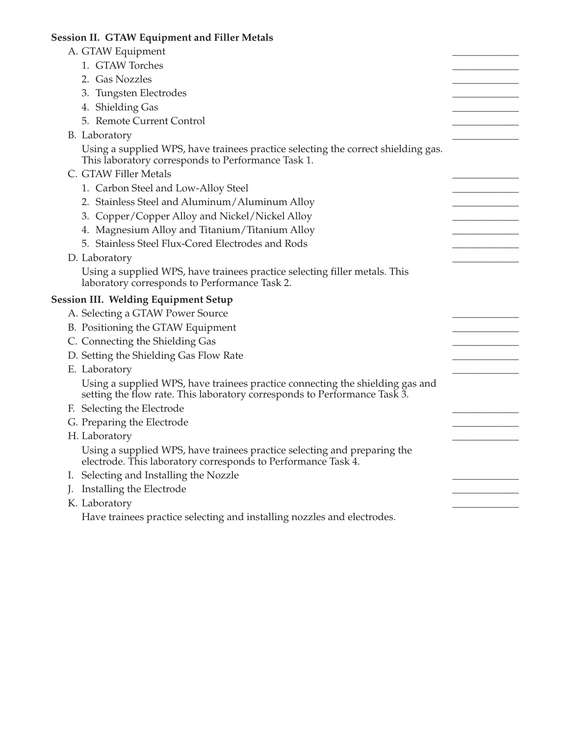**Session II. GTAW Equipment and Filler Metals**

A. GTAW Equipment ____________
   1. GTAW Torches ____________
   2. Gas Nozzles ____________
   3. Tungsten Electrodes ____________
   4. Shielding Gas ____________
   5. Remote Current Control ____________

B. Laboratory ____________

   Using a supplied WPS, have trainees practice selecting the correct shielding gas. This laboratory corresponds to Performance Task 1.

C. GTAW Filler Metals ____________
   1. Carbon Steel and Low-Alloy Steel ____________
   2. Stainless Steel and Aluminum/Aluminum Alloy ____________
   3. Copper/Copper Alloy and Nickel/Nickel Alloy ____________
   4. Magnesium Alloy and Titanium/Titanium Alloy ____________
   5. Stainless Steel Flux-Cored Electrodes and Rods ____________

D. Laboratory ____________

   Using a supplied WPS, have trainees practice selecting filler metals. This laboratory corresponds to Performance Task 2.

**Session III. Welding Equipment Setup**

A. Selecting a GTAW Power Source ____________

B. Positioning the GTAW Equipment ____________

C. Connecting the Shielding Gas ____________

D. Setting the Shielding Gas Flow Rate ____________

E. Laboratory ____________

   Using a supplied WPS, have trainees practice connecting the shielding gas and setting the flow rate. This laboratory corresponds to Performance Task 3.

F. Selecting the Electrode ____________

G. Preparing the Electrode ____________

H. Laboratory ____________

   Using a supplied WPS, have trainees practice selecting and preparing the electrode. This laboratory corresponds to Performance Task 4.

I. Selecting and Installing the Nozzle ____________

J. Installing the Electrode ____________

K. Laboratory ____________

   Have trainees practice selecting and installing nozzles and electrodes.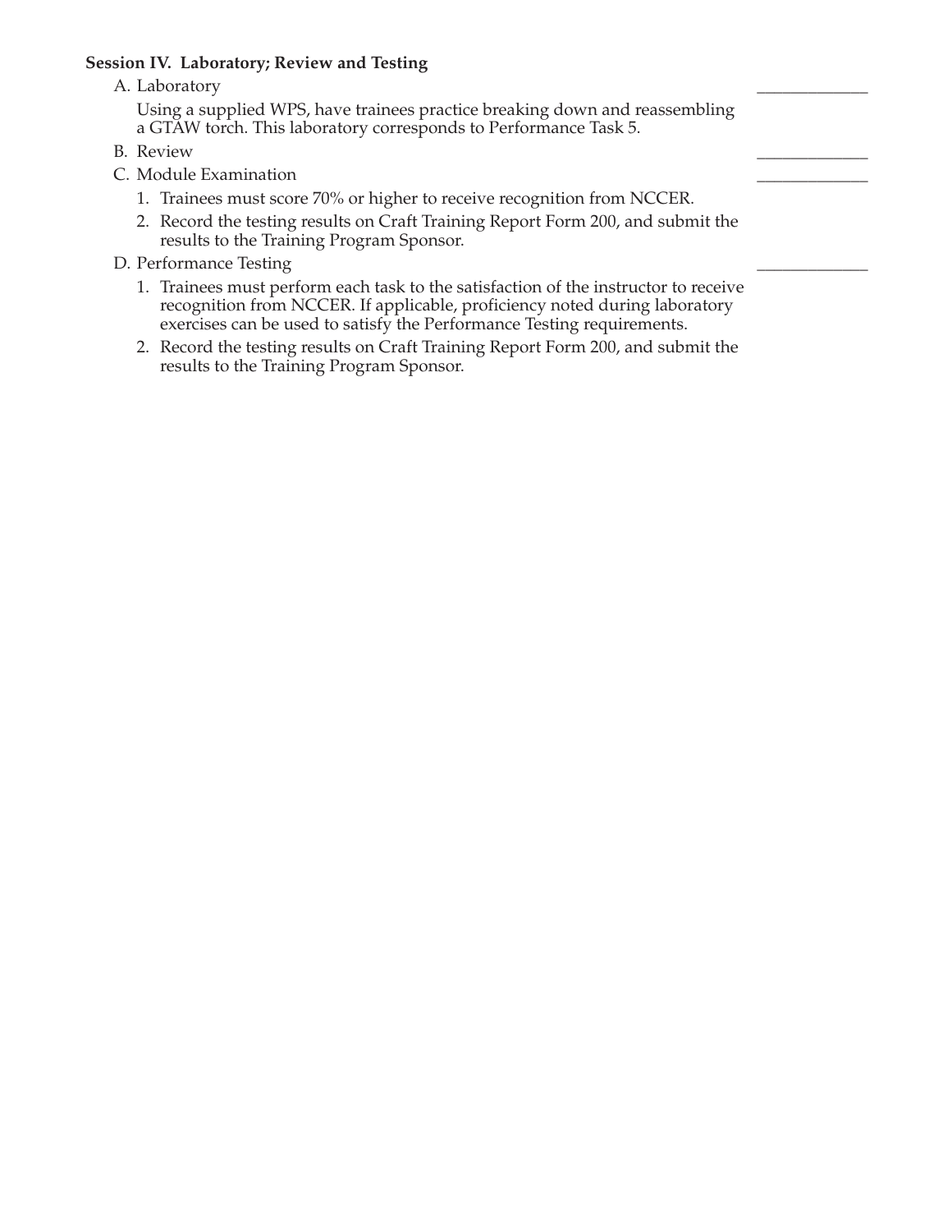**Session IV. Laboratory; Review and Testing**

A. Laboratory \_\_\_\_\_\_\_\_\_\_\_\_\_

Using a supplied WPS, have trainees practice breaking down and reassembling a GTAW torch. This laboratory corresponds to Performance Task 5.

B. Review \_\_\_\_\_\_\_\_\_\_\_\_\_

C. Module Examination \_\_\_\_\_\_\_\_\_\_\_\_\_

1. Trainees must score 70% or higher to receive recognition from NCCER.
2. Record the testing results on Craft Training Report Form 200, and submit the results to the Training Program Sponsor.

D. Performance Testing \_\_\_\_\_\_\_\_\_\_\_\_\_

1. Trainees must perform each task to the satisfaction of the instructor to receive recognition from NCCER. If applicable, proficiency noted during laboratory exercises can be used to satisfy the Performance Testing requirements.
2. Record the testing results on Craft Training Report Form 200, and submit the results to the Training Program Sponsor.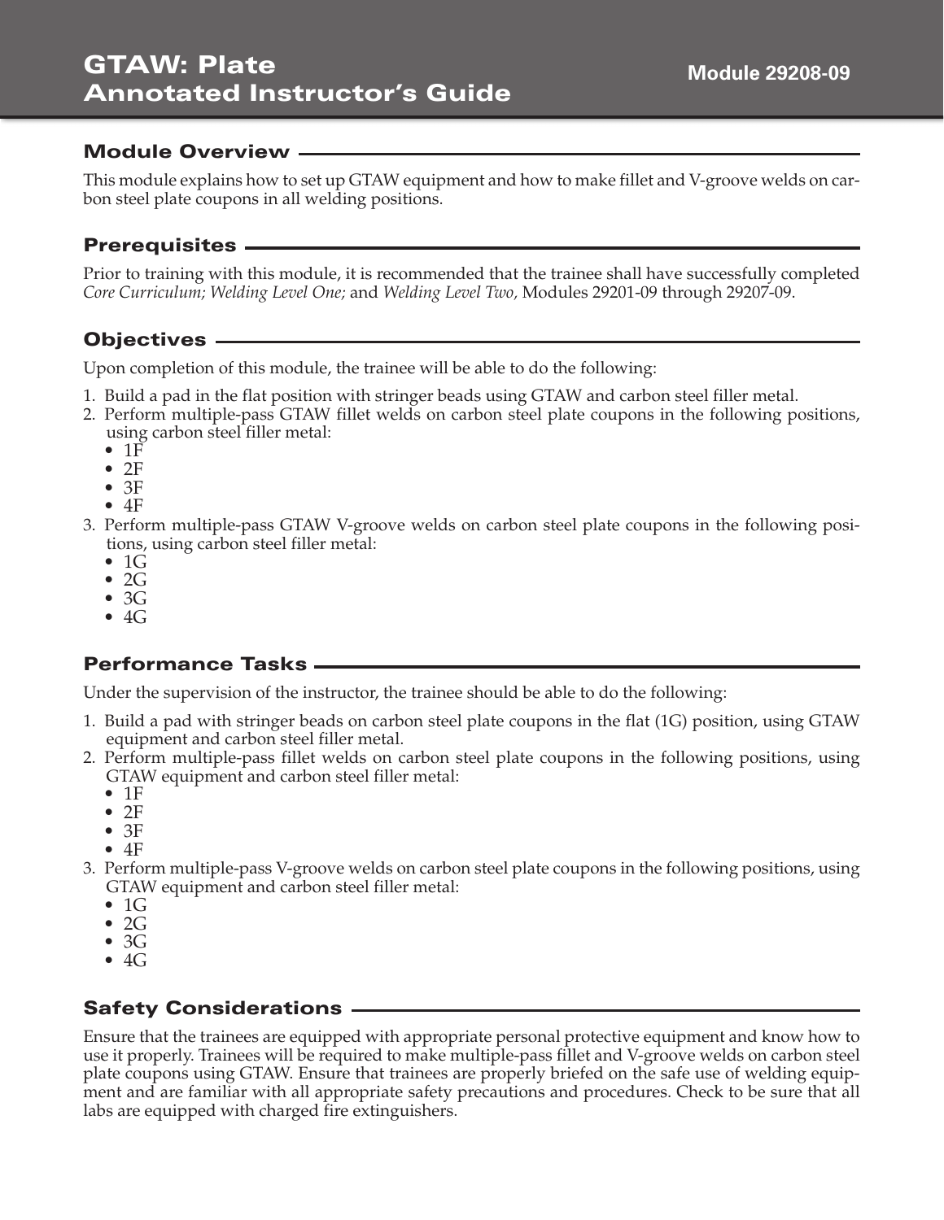# GTAW: Plate
# Annotated Instructor's Guide

**Module 29208-09**

## Module Overview

This module explains how to set up GTAW equipment and how to make fillet and V-groove welds on carbon steel plate coupons in all welding positions.

## Prerequisites

Prior to training with this module, it is recommended that the trainee shall have successfully completed *Core Curriculum; Welding Level One;* and *Welding Level Two,* Modules 29201-09 through 29207-09.

## Objectives

Upon completion of this module, the trainee will be able to do the following:

1. Build a pad in the flat position with stringer beads using GTAW and carbon steel filler metal.
2. Perform multiple-pass GTAW fillet welds on carbon steel plate coupons in the following positions, using carbon steel filler metal:
   - 1F
   - 2F
   - 3F
   - 4F
3. Perform multiple-pass GTAW V-groove welds on carbon steel plate coupons in the following positions, using carbon steel filler metal:
   - 1G
   - 2G
   - 3G
   - 4G

## Performance Tasks

Under the supervision of the instructor, the trainee should be able to do the following:

1. Build a pad with stringer beads on carbon steel plate coupons in the flat (1G) position, using GTAW equipment and carbon steel filler metal.
2. Perform multiple-pass fillet welds on carbon steel plate coupons in the following positions, using GTAW equipment and carbon steel filler metal:
   - 1F
   - 2F
   - 3F
   - 4F
3. Perform multiple-pass V-groove welds on carbon steel plate coupons in the following positions, using GTAW equipment and carbon steel filler metal:
   - 1G
   - 2G
   - 3G
   - 4G

## Safety Considerations

Ensure that the trainees are equipped with appropriate personal protective equipment and know how to use it properly. Trainees will be required to make multiple-pass fillet and V-groove welds on carbon steel plate coupons using GTAW. Ensure that trainees are properly briefed on the safe use of welding equipment and are familiar with all appropriate safety precautions and procedures. Check to be sure that all labs are equipped with charged fire extinguishers.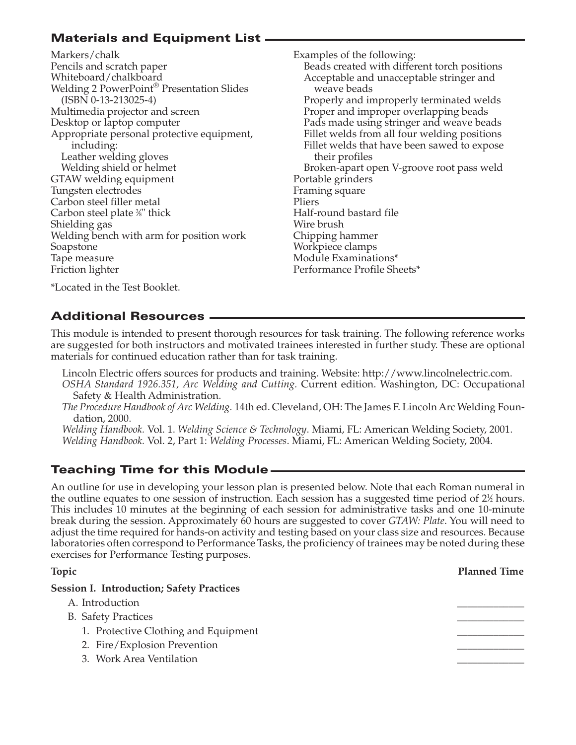## Materials and Equipment List

Markers/chalk
Pencils and scratch paper
Whiteboard/chalkboard
Welding 2 PowerPoint® Presentation Slides (ISBN 0-13-213025-4)
Multimedia projector and screen
Desktop or laptop computer
Appropriate personal protective equipment, including:
- Leather welding gloves
- Welding shield or helmet

GTAW welding equipment
Tungsten electrodes
Carbon steel filler metal
Carbon steel plate ⅜" thick
Shielding gas
Welding bench with arm for position work
Soapstone
Tape measure
Friction lighter

Examples of the following:
- Beads created with different torch positions
- Acceptable and unacceptable stringer and weave beads
- Properly and improperly terminated welds
- Proper and improper overlapping beads
- Pads made using stringer and weave beads
- Fillet welds from all four welding positions
- Fillet welds that have been sawed to expose their profiles
- Broken-apart open V-groove root pass weld

Portable grinders
Framing square
Pliers
Half-round bastard file
Wire brush
Chipping hammer
Workpiece clamps
Module Examinations*
Performance Profile Sheets*

*Located in the Test Booklet.

## Additional Resources

This module is intended to present thorough resources for task training. The following reference works are suggested for both instructors and motivated trainees interested in further study. These are optional materials for continued education rather than for task training.

Lincoln Electric offers sources for products and training. Website: http://www.lincolnelectric.com.

*OSHA Standard 1926.351, Arc Welding and Cutting.* Current edition. Washington, DC: Occupational Safety & Health Administration.

*The Procedure Handbook of Arc Welding.* 14th ed. Cleveland, OH: The James F. Lincoln Arc Welding Foundation, 2000.

*Welding Handbook.* Vol. 1. *Welding Science & Technology*. Miami, FL: American Welding Society, 2001.

*Welding Handbook.* Vol. 2, Part 1: *Welding Processes*. Miami, FL: American Welding Society, 2004.

## Teaching Time for this Module

An outline for use in developing your lesson plan is presented below. Note that each Roman numeral in the outline equates to one session of instruction. Each session has a suggested time period of 2½ hours. This includes 10 minutes at the beginning of each session for administrative tasks and one 10-minute break during the session. Approximately 60 hours are suggested to cover *GTAW: Plate*. You will need to adjust the time required for hands-on activity and testing based on your class size and resources. Because laboratories often correspond to Performance Tasks, the proficiency of trainees may be noted during these exercises for Performance Testing purposes.

| Topic | Planned Time |
|---|---|
| **Session I. Introduction; Safety Practices** | |
| A. Introduction | _____________ |
| B. Safety Practices | _____________ |
| 1. Protective Clothing and Equipment | _____________ |
| 2. Fire/Explosion Prevention | _____________ |
| 3. Work Area Ventilation | _____________ |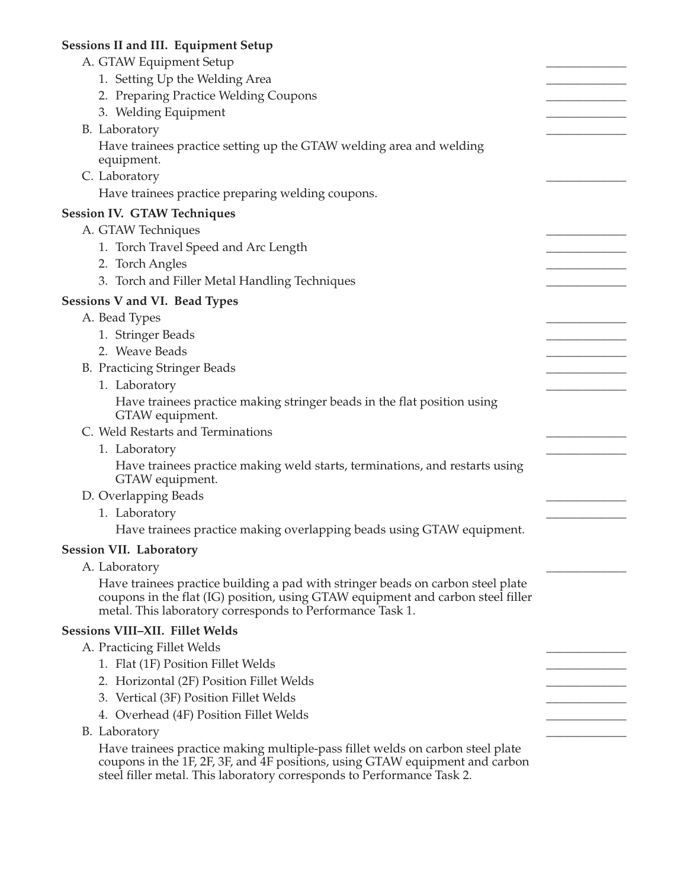**Sessions II and III. Equipment Setup**

A. GTAW Equipment Setup _____________

1. Setting Up the Welding Area _____________
2. Preparing Practice Welding Coupons _____________
3. Welding Equipment _____________

B. Laboratory _____________

Have trainees practice setting up the GTAW welding area and welding equipment.

C. Laboratory _____________

Have trainees practice preparing welding coupons.

**Session IV. GTAW Techniques**

A. GTAW Techniques _____________

1. Torch Travel Speed and Arc Length _____________
2. Torch Angles _____________
3. Torch and Filler Metal Handling Techniques _____________

**Sessions V and VI. Bead Types**

A. Bead Types _____________

1. Stringer Beads _____________
2. Weave Beads _____________

B. Practicing Stringer Beads _____________

1. Laboratory _____________

Have trainees practice making stringer beads in the flat position using GTAW equipment.

C. Weld Restarts and Terminations _____________

1. Laboratory _____________

Have trainees practice making weld starts, terminations, and restarts using GTAW equipment.

D. Overlapping Beads _____________

1. Laboratory _____________

Have trainees practice making overlapping beads using GTAW equipment.

**Session VII. Laboratory**

A. Laboratory _____________

Have trainees practice building a pad with stringer beads on carbon steel plate coupons in the flat (IG) position, using GTAW equipment and carbon steel filler metal. This laboratory corresponds to Performance Task 1.

**Sessions VIII–XII. Fillet Welds**

A. Practicing Fillet Welds _____________

1. Flat (1F) Position Fillet Welds _____________
2. Horizontal (2F) Position Fillet Welds _____________
3. Vertical (3F) Position Fillet Welds _____________
4. Overhead (4F) Position Fillet Welds _____________

B. Laboratory _____________

Have trainees practice making multiple-pass fillet welds on carbon steel plate coupons in the 1F, 2F, 3F, and 4F positions, using GTAW equipment and carbon steel filler metal. This laboratory corresponds to Performance Task 2.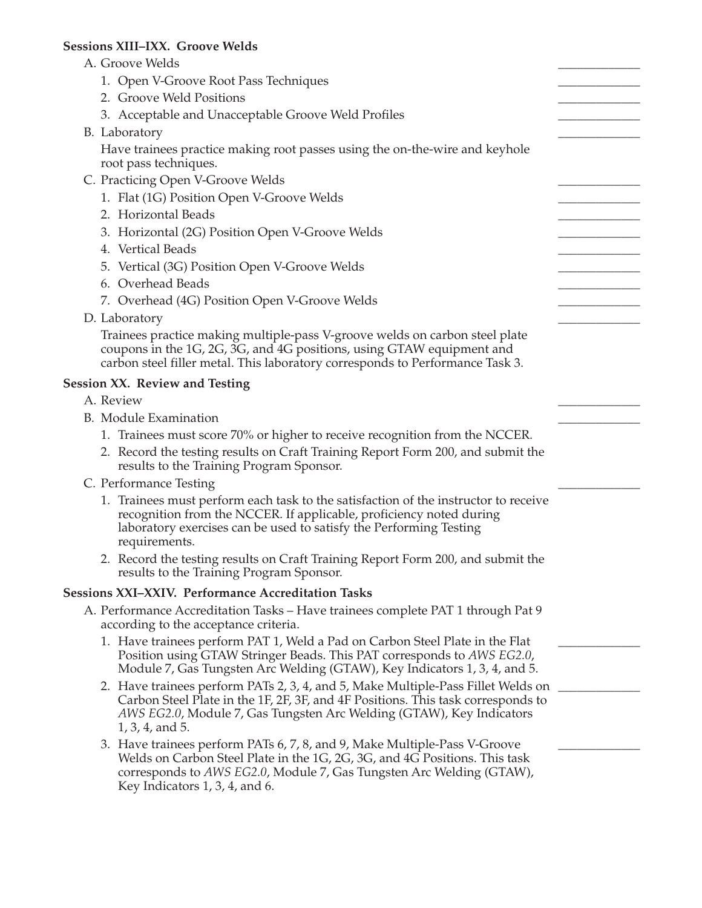**Sessions XIII–IXX. Groove Welds**

A. Groove Welds _____________

1. Open V-Groove Root Pass Techniques _____________
2. Groove Weld Positions _____________
3. Acceptable and Unacceptable Groove Weld Profiles _____________

B. Laboratory _____________

Have trainees practice making root passes using the on-the-wire and keyhole root pass techniques.

C. Practicing Open V-Groove Welds _____________

1. Flat (1G) Position Open V-Groove Welds _____________
2. Horizontal Beads _____________
3. Horizontal (2G) Position Open V-Groove Welds _____________
4. Vertical Beads _____________
5. Vertical (3G) Position Open V-Groove Welds _____________
6. Overhead Beads _____________
7. Overhead (4G) Position Open V-Groove Welds _____________

D. Laboratory _____________

Trainees practice making multiple-pass V-groove welds on carbon steel plate coupons in the 1G, 2G, 3G, and 4G positions, using GTAW equipment and carbon steel filler metal. This laboratory corresponds to Performance Task 3.

**Session XX. Review and Testing**

A. Review _____________

B. Module Examination _____________

1. Trainees must score 70% or higher to receive recognition from the NCCER.
2. Record the testing results on Craft Training Report Form 200, and submit the results to the Training Program Sponsor.

C. Performance Testing _____________

1. Trainees must perform each task to the satisfaction of the instructor to receive recognition from the NCCER. If applicable, proficiency noted during laboratory exercises can be used to satisfy the Performing Testing requirements.
2. Record the testing results on Craft Training Report Form 200, and submit the results to the Training Program Sponsor.

**Sessions XXI–XXIV. Performance Accreditation Tasks**

A. Performance Accreditation Tasks – Have trainees complete PAT 1 through Pat 9 according to the acceptance criteria.

1. Have trainees perform PAT 1, Weld a Pad on Carbon Steel Plate in the Flat Position using GTAW Stringer Beads. This PAT corresponds to *AWS EG2.0*, Module 7, Gas Tungsten Arc Welding (GTAW), Key Indicators 1, 3, 4, and 5. _____________
2. Have trainees perform PATs 2, 3, 4, and 5, Make Multiple-Pass Fillet Welds on Carbon Steel Plate in the 1F, 2F, 3F, and 4F Positions. This task corresponds to *AWS EG2.0*, Module 7, Gas Tungsten Arc Welding (GTAW), Key Indicators 1, 3, 4, and 5. _____________
3. Have trainees perform PATs 6, 7, 8, and 9, Make Multiple-Pass V-Groove Welds on Carbon Steel Plate in the 1G, 2G, 3G, and 4G Positions. This task corresponds to *AWS EG2.0*, Module 7, Gas Tungsten Arc Welding (GTAW), Key Indicators 1, 3, 4, and 6. _____________